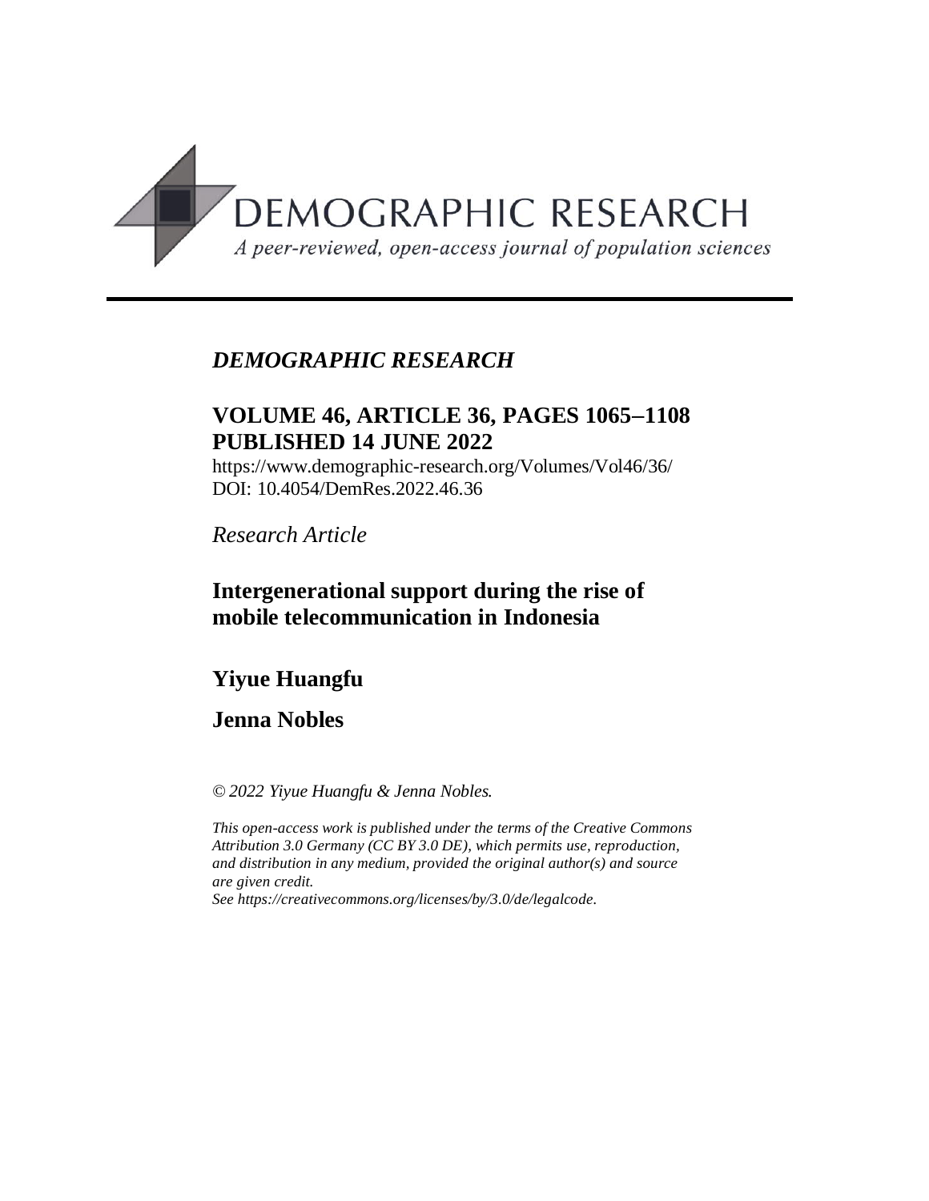DEMOGRAPHIC RESEARCH

*A peer-reviewed, open-access journal of population sciences*

*DEMOGRAPHIC RESEARCH*

**VOLUME 46, ARTICLE 36, PAGES 1065–1108**
**PUBLISHED 14 JUNE 2022**

https://www.demographic-research.org/Volumes/Vol46/36/
DOI: 10.4054/DemRes.2022.46.36

*Research Article*

# Intergenerational support during the rise of mobile telecommunication in Indonesia

**Yiyue Huangfu**

**Jenna Nobles**

*© 2022 Yiyue Huangfu & Jenna Nobles.*

*This open-access work is published under the terms of the Creative Commons Attribution 3.0 Germany (CC BY 3.0 DE), which permits use, reproduction, and distribution in any medium, provided the original author(s) and source are given credit.*
*See https://creativecommons.org/licenses/by/3.0/de/legalcode.*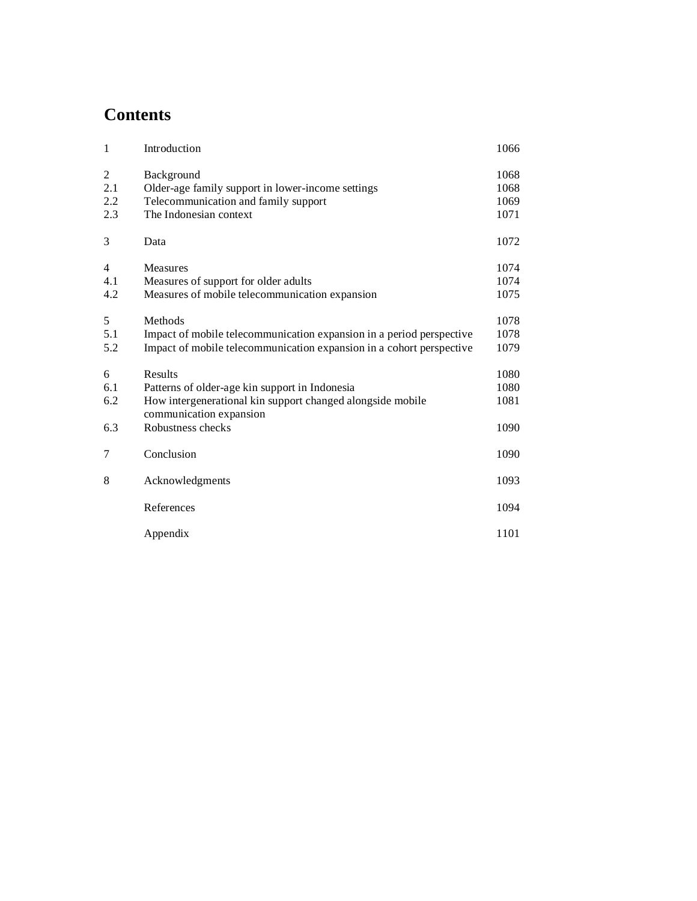# Contents

| | | |
|---|---|---|
| 1 | Introduction | 1066 |
| 2 | Background | 1068 |
| 2.1 | Older-age family support in lower-income settings | 1068 |
| 2.2 | Telecommunication and family support | 1069 |
| 2.3 | The Indonesian context | 1071 |
| 3 | Data | 1072 |
| 4 | Measures | 1074 |
| 4.1 | Measures of support for older adults | 1074 |
| 4.2 | Measures of mobile telecommunication expansion | 1075 |
| 5 | Methods | 1078 |
| 5.1 | Impact of mobile telecommunication expansion in a period perspective | 1078 |
| 5.2 | Impact of mobile telecommunication expansion in a cohort perspective | 1079 |
| 6 | Results | 1080 |
| 6.1 | Patterns of older-age kin support in Indonesia | 1080 |
| 6.2 | How intergenerational kin support changed alongside mobile communication expansion | 1081 |
| 6.3 | Robustness checks | 1090 |
| 7 | Conclusion | 1090 |
| 8 | Acknowledgments | 1093 |
| | References | 1094 |
| | Appendix | 1101 |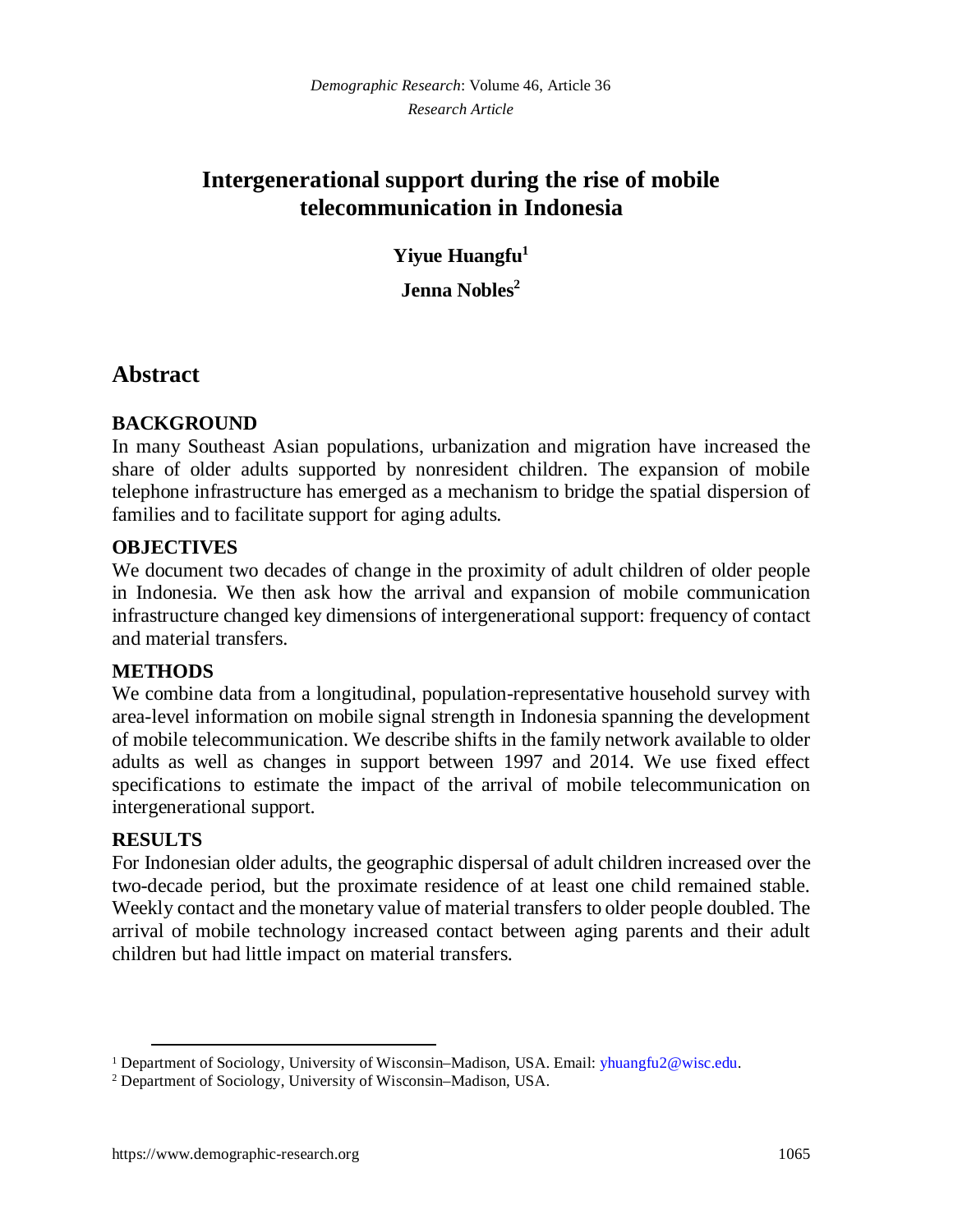# Intergenerational support during the rise of mobile telecommunication in Indonesia

**Yiyue Huangfu**[1]

**Jenna Nobles**[2]

## Abstract

### BACKGROUND

In many Southeast Asian populations, urbanization and migration have increased the share of older adults supported by nonresident children. The expansion of mobile telephone infrastructure has emerged as a mechanism to bridge the spatial dispersion of families and to facilitate support for aging adults.

### OBJECTIVES

We document two decades of change in the proximity of adult children of older people in Indonesia. We then ask how the arrival and expansion of mobile communication infrastructure changed key dimensions of intergenerational support: frequency of contact and material transfers.

### METHODS

We combine data from a longitudinal, population-representative household survey with area-level information on mobile signal strength in Indonesia spanning the development of mobile telecommunication. We describe shifts in the family network available to older adults as well as changes in support between 1997 and 2014. We use fixed effect specifications to estimate the impact of the arrival of mobile telecommunication on intergenerational support.

### RESULTS

For Indonesian older adults, the geographic dispersal of adult children increased over the two-decade period, but the proximate residence of at least one child remained stable. Weekly contact and the monetary value of material transfers to older people doubled. The arrival of mobile technology increased contact between aging parents and their adult children but had little impact on material transfers.

---

[1] Department of Sociology, University of Wisconsin–Madison, USA. Email: yhuangfu2@wisc.edu.

[2] Department of Sociology, University of Wisconsin–Madison, USA.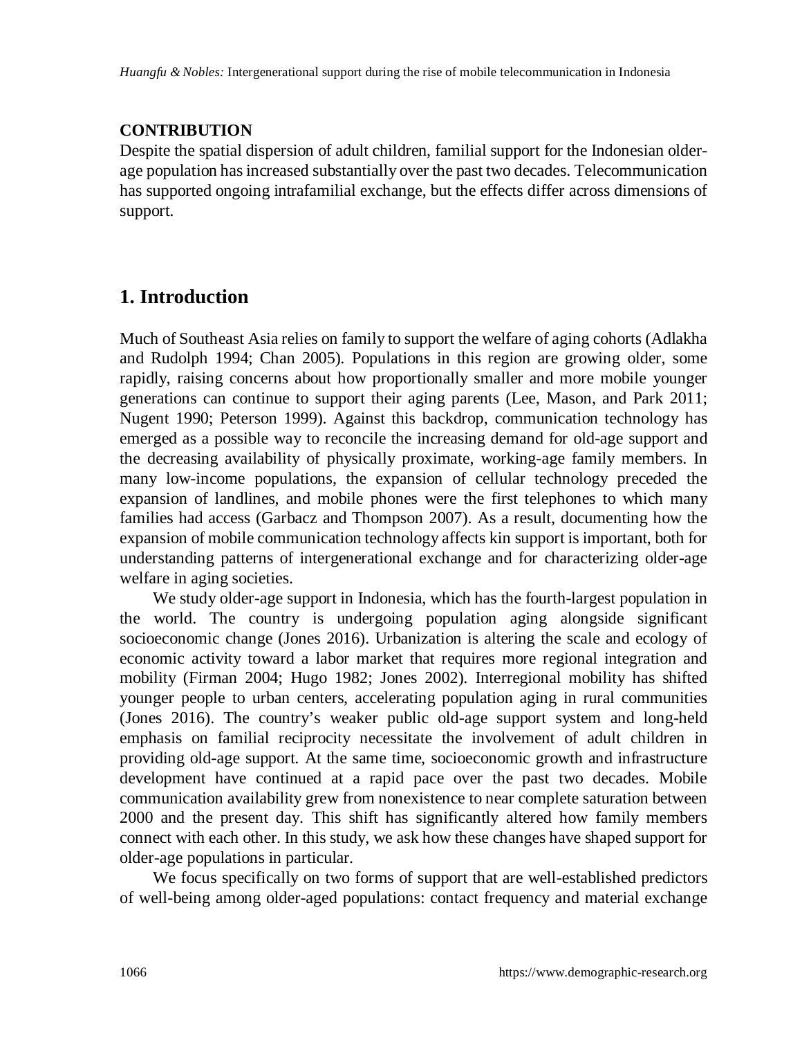**CONTRIBUTION**

Despite the spatial dispersion of adult children, familial support for the Indonesian older-age population has increased substantially over the past two decades. Telecommunication has supported ongoing intrafamilial exchange, but the effects differ across dimensions of support.

## 1. Introduction

Much of Southeast Asia relies on family to support the welfare of aging cohorts (Adlakha and Rudolph 1994; Chan 2005). Populations in this region are growing older, some rapidly, raising concerns about how proportionally smaller and more mobile younger generations can continue to support their aging parents (Lee, Mason, and Park 2011; Nugent 1990; Peterson 1999). Against this backdrop, communication technology has emerged as a possible way to reconcile the increasing demand for old-age support and the decreasing availability of physically proximate, working-age family members. In many low-income populations, the expansion of cellular technology preceded the expansion of landlines, and mobile phones were the first telephones to which many families had access (Garbacz and Thompson 2007). As a result, documenting how the expansion of mobile communication technology affects kin support is important, both for understanding patterns of intergenerational exchange and for characterizing older-age welfare in aging societies.

We study older-age support in Indonesia, which has the fourth-largest population in the world. The country is undergoing population aging alongside significant socioeconomic change (Jones 2016). Urbanization is altering the scale and ecology of economic activity toward a labor market that requires more regional integration and mobility (Firman 2004; Hugo 1982; Jones 2002). Interregional mobility has shifted younger people to urban centers, accelerating population aging in rural communities (Jones 2016). The country's weaker public old-age support system and long-held emphasis on familial reciprocity necessitate the involvement of adult children in providing old-age support. At the same time, socioeconomic growth and infrastructure development have continued at a rapid pace over the past two decades. Mobile communication availability grew from nonexistence to near complete saturation between 2000 and the present day. This shift has significantly altered how family members connect with each other. In this study, we ask how these changes have shaped support for older-age populations in particular.

We focus specifically on two forms of support that are well-established predictors of well-being among older-aged populations: contact frequency and material exchange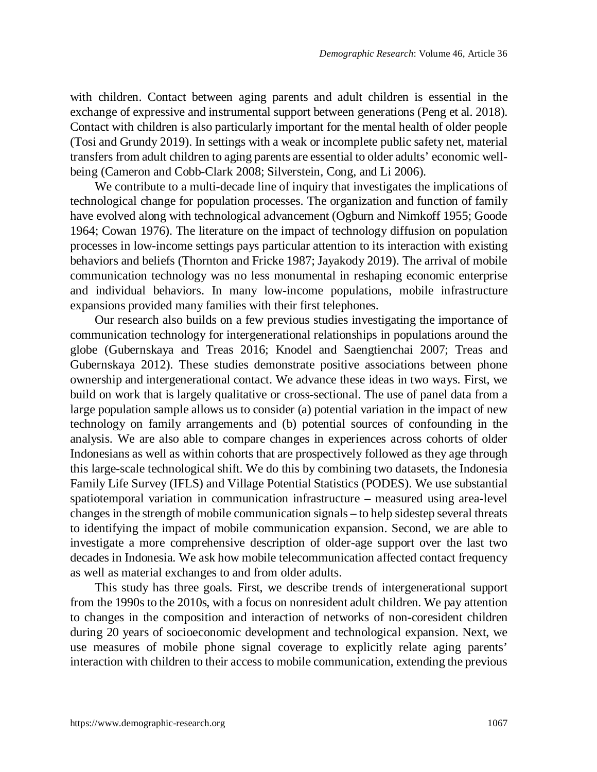with children. Contact between aging parents and adult children is essential in the exchange of expressive and instrumental support between generations (Peng et al. 2018). Contact with children is also particularly important for the mental health of older people (Tosi and Grundy 2019). In settings with a weak or incomplete public safety net, material transfers from adult children to aging parents are essential to older adults' economic well-being (Cameron and Cobb-Clark 2008; Silverstein, Cong, and Li 2006).

We contribute to a multi-decade line of inquiry that investigates the implications of technological change for population processes. The organization and function of family have evolved along with technological advancement (Ogburn and Nimkoff 1955; Goode 1964; Cowan 1976). The literature on the impact of technology diffusion on population processes in low-income settings pays particular attention to its interaction with existing behaviors and beliefs (Thornton and Fricke 1987; Jayakody 2019). The arrival of mobile communication technology was no less monumental in reshaping economic enterprise and individual behaviors. In many low-income populations, mobile infrastructure expansions provided many families with their first telephones.

Our research also builds on a few previous studies investigating the importance of communication technology for intergenerational relationships in populations around the globe (Gubernskaya and Treas 2016; Knodel and Saengtienchai 2007; Treas and Gubernskaya 2012). These studies demonstrate positive associations between phone ownership and intergenerational contact. We advance these ideas in two ways. First, we build on work that is largely qualitative or cross-sectional. The use of panel data from a large population sample allows us to consider (a) potential variation in the impact of new technology on family arrangements and (b) potential sources of confounding in the analysis. We are also able to compare changes in experiences across cohorts of older Indonesians as well as within cohorts that are prospectively followed as they age through this large-scale technological shift. We do this by combining two datasets, the Indonesia Family Life Survey (IFLS) and Village Potential Statistics (PODES). We use substantial spatiotemporal variation in communication infrastructure – measured using area-level changes in the strength of mobile communication signals – to help sidestep several threats to identifying the impact of mobile communication expansion. Second, we are able to investigate a more comprehensive description of older-age support over the last two decades in Indonesia. We ask how mobile telecommunication affected contact frequency as well as material exchanges to and from older adults.

This study has three goals. First, we describe trends of intergenerational support from the 1990s to the 2010s, with a focus on nonresident adult children. We pay attention to changes in the composition and interaction of networks of non-coresident children during 20 years of socioeconomic development and technological expansion. Next, we use measures of mobile phone signal coverage to explicitly relate aging parents' interaction with children to their access to mobile communication, extending the previous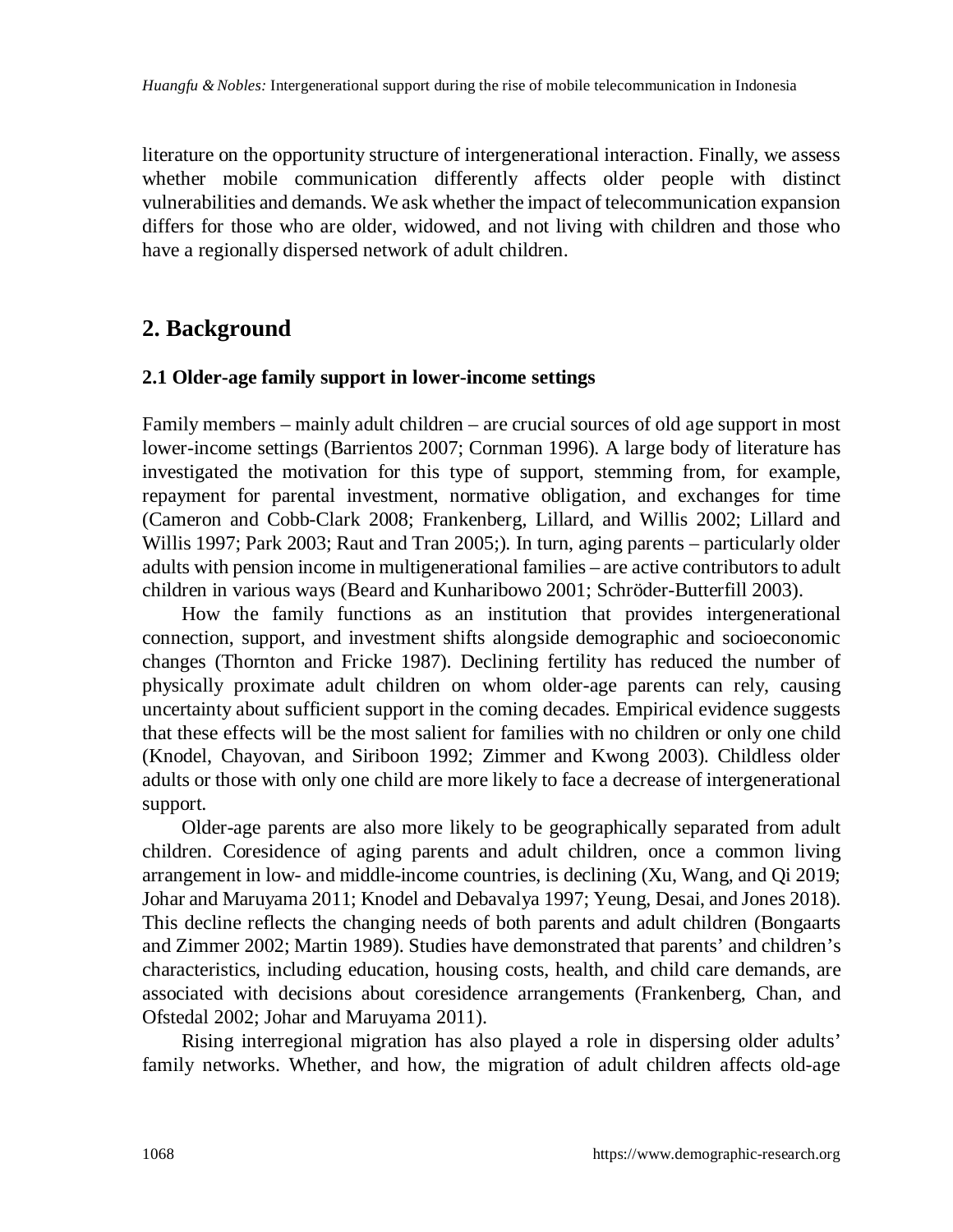literature on the opportunity structure of intergenerational interaction. Finally, we assess whether mobile communication differently affects older people with distinct vulnerabilities and demands. We ask whether the impact of telecommunication expansion differs for those who are older, widowed, and not living with children and those who have a regionally dispersed network of adult children.

## 2. Background

### 2.1 Older-age family support in lower-income settings

Family members – mainly adult children – are crucial sources of old age support in most lower-income settings (Barrientos 2007; Cornman 1996). A large body of literature has investigated the motivation for this type of support, stemming from, for example, repayment for parental investment, normative obligation, and exchanges for time (Cameron and Cobb-Clark 2008; Frankenberg, Lillard, and Willis 2002; Lillard and Willis 1997; Park 2003; Raut and Tran 2005;). In turn, aging parents – particularly older adults with pension income in multigenerational families – are active contributors to adult children in various ways (Beard and Kunharibowo 2001; Schröder-Butterfill 2003).

How the family functions as an institution that provides intergenerational connection, support, and investment shifts alongside demographic and socioeconomic changes (Thornton and Fricke 1987). Declining fertility has reduced the number of physically proximate adult children on whom older-age parents can rely, causing uncertainty about sufficient support in the coming decades. Empirical evidence suggests that these effects will be the most salient for families with no children or only one child (Knodel, Chayovan, and Siriboon 1992; Zimmer and Kwong 2003). Childless older adults or those with only one child are more likely to face a decrease of intergenerational support.

Older-age parents are also more likely to be geographically separated from adult children. Coresidence of aging parents and adult children, once a common living arrangement in low- and middle-income countries, is declining (Xu, Wang, and Qi 2019; Johar and Maruyama 2011; Knodel and Debavalya 1997; Yeung, Desai, and Jones 2018). This decline reflects the changing needs of both parents and adult children (Bongaarts and Zimmer 2002; Martin 1989). Studies have demonstrated that parents' and children's characteristics, including education, housing costs, health, and child care demands, are associated with decisions about coresidence arrangements (Frankenberg, Chan, and Ofstedal 2002; Johar and Maruyama 2011).

Rising interregional migration has also played a role in dispersing older adults' family networks. Whether, and how, the migration of adult children affects old-age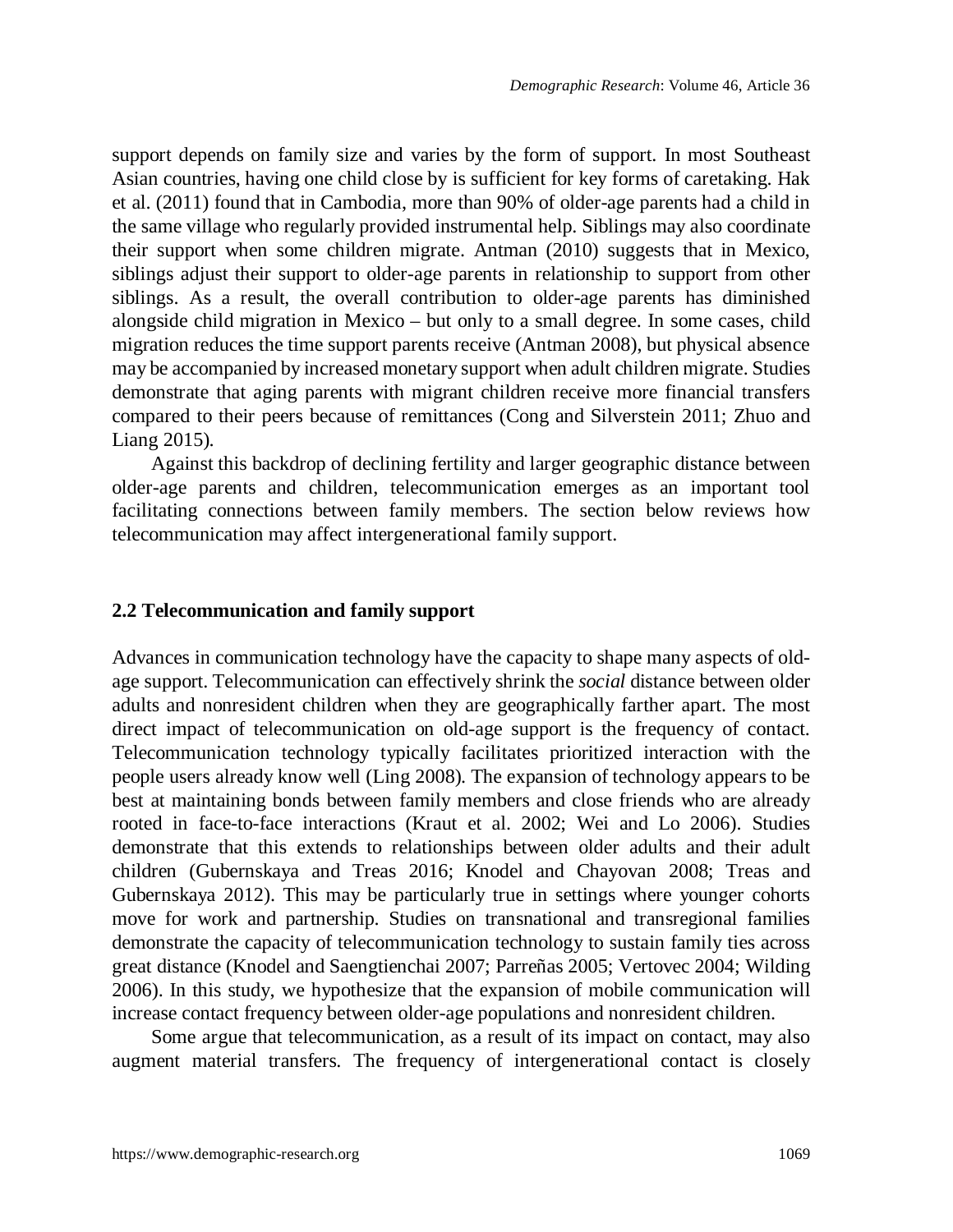support depends on family size and varies by the form of support. In most Southeast Asian countries, having one child close by is sufficient for key forms of caretaking. Hak et al. (2011) found that in Cambodia, more than 90% of older-age parents had a child in the same village who regularly provided instrumental help. Siblings may also coordinate their support when some children migrate. Antman (2010) suggests that in Mexico, siblings adjust their support to older-age parents in relationship to support from other siblings. As a result, the overall contribution to older-age parents has diminished alongside child migration in Mexico – but only to a small degree. In some cases, child migration reduces the time support parents receive (Antman 2008), but physical absence may be accompanied by increased monetary support when adult children migrate. Studies demonstrate that aging parents with migrant children receive more financial transfers compared to their peers because of remittances (Cong and Silverstein 2011; Zhuo and Liang 2015).

Against this backdrop of declining fertility and larger geographic distance between older-age parents and children, telecommunication emerges as an important tool facilitating connections between family members. The section below reviews how telecommunication may affect intergenerational family support.

## 2.2 Telecommunication and family support

Advances in communication technology have the capacity to shape many aspects of old-age support. Telecommunication can effectively shrink the *social* distance between older adults and nonresident children when they are geographically farther apart. The most direct impact of telecommunication on old-age support is the frequency of contact. Telecommunication technology typically facilitates prioritized interaction with the people users already know well (Ling 2008). The expansion of technology appears to be best at maintaining bonds between family members and close friends who are already rooted in face-to-face interactions (Kraut et al. 2002; Wei and Lo 2006). Studies demonstrate that this extends to relationships between older adults and their adult children (Gubernskaya and Treas 2016; Knodel and Chayovan 2008; Treas and Gubernskaya 2012). This may be particularly true in settings where younger cohorts move for work and partnership. Studies on transnational and transregional families demonstrate the capacity of telecommunication technology to sustain family ties across great distance (Knodel and Saengtienchai 2007; Parreñas 2005; Vertovec 2004; Wilding 2006). In this study, we hypothesize that the expansion of mobile communication will increase contact frequency between older-age populations and nonresident children.

Some argue that telecommunication, as a result of its impact on contact, may also augment material transfers. The frequency of intergenerational contact is closely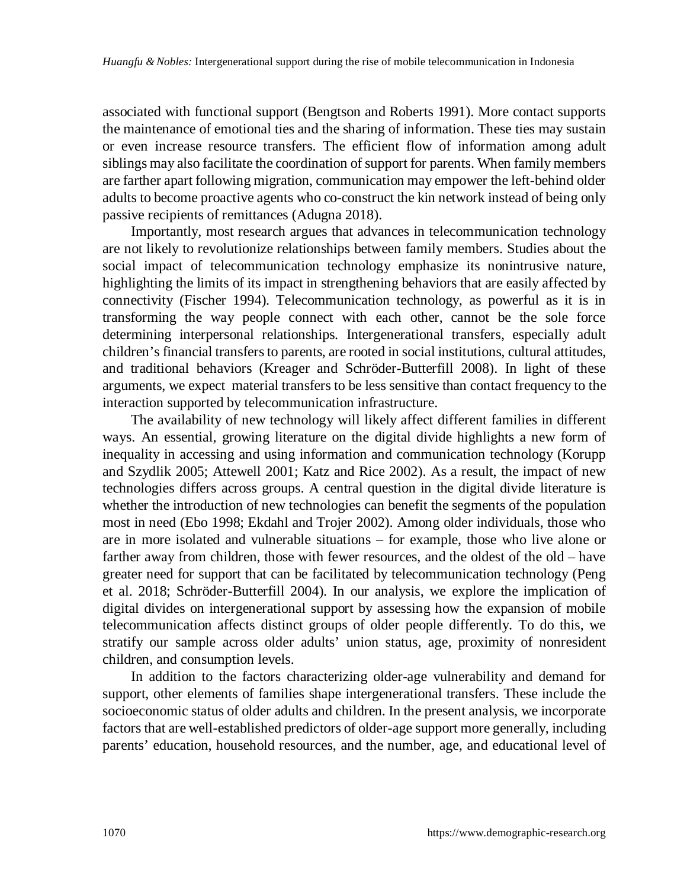associated with functional support (Bengtson and Roberts 1991). More contact supports the maintenance of emotional ties and the sharing of information. These ties may sustain or even increase resource transfers. The efficient flow of information among adult siblings may also facilitate the coordination of support for parents. When family members are farther apart following migration, communication may empower the left-behind older adults to become proactive agents who co-construct the kin network instead of being only passive recipients of remittances (Adugna 2018).

Importantly, most research argues that advances in telecommunication technology are not likely to revolutionize relationships between family members. Studies about the social impact of telecommunication technology emphasize its nonintrusive nature, highlighting the limits of its impact in strengthening behaviors that are easily affected by connectivity (Fischer 1994). Telecommunication technology, as powerful as it is in transforming the way people connect with each other, cannot be the sole force determining interpersonal relationships. Intergenerational transfers, especially adult children's financial transfers to parents, are rooted in social institutions, cultural attitudes, and traditional behaviors (Kreager and Schröder-Butterfill 2008). In light of these arguments, we expect material transfers to be less sensitive than contact frequency to the interaction supported by telecommunication infrastructure.

The availability of new technology will likely affect different families in different ways. An essential, growing literature on the digital divide highlights a new form of inequality in accessing and using information and communication technology (Korupp and Szydlik 2005; Attewell 2001; Katz and Rice 2002). As a result, the impact of new technologies differs across groups. A central question in the digital divide literature is whether the introduction of new technologies can benefit the segments of the population most in need (Ebo 1998; Ekdahl and Trojer 2002). Among older individuals, those who are in more isolated and vulnerable situations – for example, those who live alone or farther away from children, those with fewer resources, and the oldest of the old – have greater need for support that can be facilitated by telecommunication technology (Peng et al. 2018; Schröder-Butterfill 2004). In our analysis, we explore the implication of digital divides on intergenerational support by assessing how the expansion of mobile telecommunication affects distinct groups of older people differently. To do this, we stratify our sample across older adults' union status, age, proximity of nonresident children, and consumption levels.

In addition to the factors characterizing older-age vulnerability and demand for support, other elements of families shape intergenerational transfers. These include the socioeconomic status of older adults and children. In the present analysis, we incorporate factors that are well-established predictors of older-age support more generally, including parents' education, household resources, and the number, age, and educational level of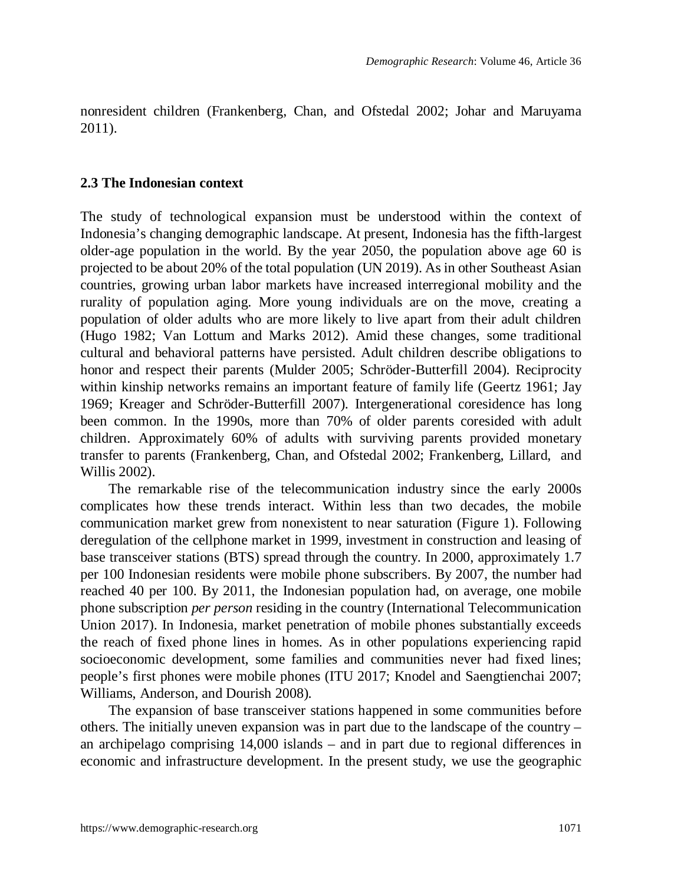nonresident children (Frankenberg, Chan, and Ofstedal 2002; Johar and Maruyama 2011).

### 2.3 The Indonesian context

The study of technological expansion must be understood within the context of Indonesia's changing demographic landscape. At present, Indonesia has the fifth-largest older-age population in the world. By the year 2050, the population above age 60 is projected to be about 20% of the total population (UN 2019). As in other Southeast Asian countries, growing urban labor markets have increased interregional mobility and the rurality of population aging. More young individuals are on the move, creating a population of older adults who are more likely to live apart from their adult children (Hugo 1982; Van Lottum and Marks 2012). Amid these changes, some traditional cultural and behavioral patterns have persisted. Adult children describe obligations to honor and respect their parents (Mulder 2005; Schröder-Butterfill 2004). Reciprocity within kinship networks remains an important feature of family life (Geertz 1961; Jay 1969; Kreager and Schröder-Butterfill 2007). Intergenerational coresidence has long been common. In the 1990s, more than 70% of older parents coresided with adult children. Approximately 60% of adults with surviving parents provided monetary transfer to parents (Frankenberg, Chan, and Ofstedal 2002; Frankenberg, Lillard, and Willis 2002).

The remarkable rise of the telecommunication industry since the early 2000s complicates how these trends interact. Within less than two decades, the mobile communication market grew from nonexistent to near saturation (Figure 1). Following deregulation of the cellphone market in 1999, investment in construction and leasing of base transceiver stations (BTS) spread through the country. In 2000, approximately 1.7 per 100 Indonesian residents were mobile phone subscribers. By 2007, the number had reached 40 per 100. By 2011, the Indonesian population had, on average, one mobile phone subscription *per person* residing in the country (International Telecommunication Union 2017). In Indonesia, market penetration of mobile phones substantially exceeds the reach of fixed phone lines in homes. As in other populations experiencing rapid socioeconomic development, some families and communities never had fixed lines; people's first phones were mobile phones (ITU 2017; Knodel and Saengtienchai 2007; Williams, Anderson, and Dourish 2008).

The expansion of base transceiver stations happened in some communities before others. The initially uneven expansion was in part due to the landscape of the country – an archipelago comprising 14,000 islands – and in part due to regional differences in economic and infrastructure development. In the present study, we use the geographic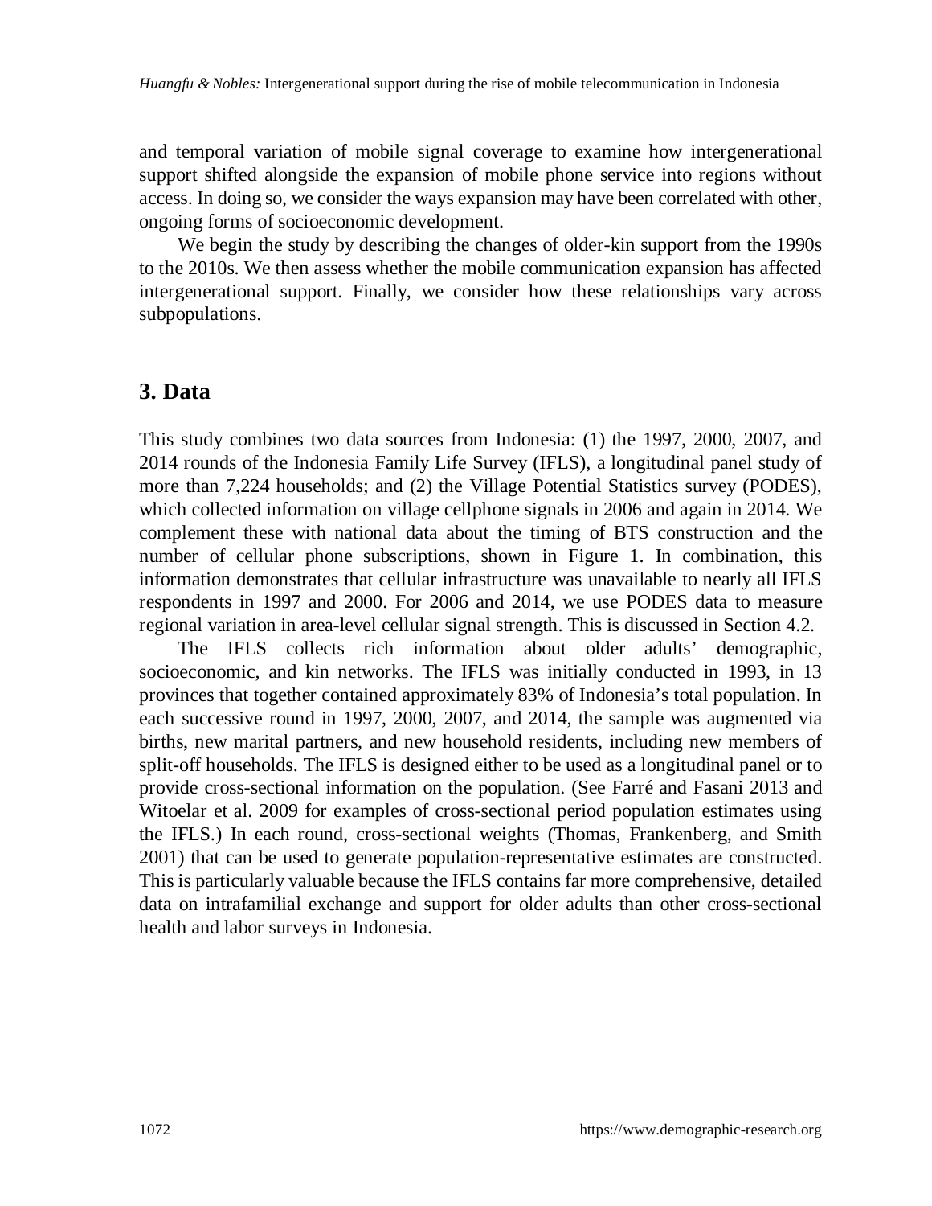and temporal variation of mobile signal coverage to examine how intergenerational support shifted alongside the expansion of mobile phone service into regions without access. In doing so, we consider the ways expansion may have been correlated with other, ongoing forms of socioeconomic development.

We begin the study by describing the changes of older-kin support from the 1990s to the 2010s. We then assess whether the mobile communication expansion has affected intergenerational support. Finally, we consider how these relationships vary across subpopulations.

## 3. Data

This study combines two data sources from Indonesia: (1) the 1997, 2000, 2007, and 2014 rounds of the Indonesia Family Life Survey (IFLS), a longitudinal panel study of more than 7,224 households; and (2) the Village Potential Statistics survey (PODES), which collected information on village cellphone signals in 2006 and again in 2014. We complement these with national data about the timing of BTS construction and the number of cellular phone subscriptions, shown in Figure 1. In combination, this information demonstrates that cellular infrastructure was unavailable to nearly all IFLS respondents in 1997 and 2000. For 2006 and 2014, we use PODES data to measure regional variation in area-level cellular signal strength. This is discussed in Section 4.2.

The IFLS collects rich information about older adults' demographic, socioeconomic, and kin networks. The IFLS was initially conducted in 1993, in 13 provinces that together contained approximately 83% of Indonesia's total population. In each successive round in 1997, 2000, 2007, and 2014, the sample was augmented via births, new marital partners, and new household residents, including new members of split-off households. The IFLS is designed either to be used as a longitudinal panel or to provide cross-sectional information on the population. (See Farré and Fasani 2013 and Witoelar et al. 2009 for examples of cross-sectional period population estimates using the IFLS.) In each round, cross-sectional weights (Thomas, Frankenberg, and Smith 2001) that can be used to generate population-representative estimates are constructed. This is particularly valuable because the IFLS contains far more comprehensive, detailed data on intrafamilial exchange and support for older adults than other cross-sectional health and labor surveys in Indonesia.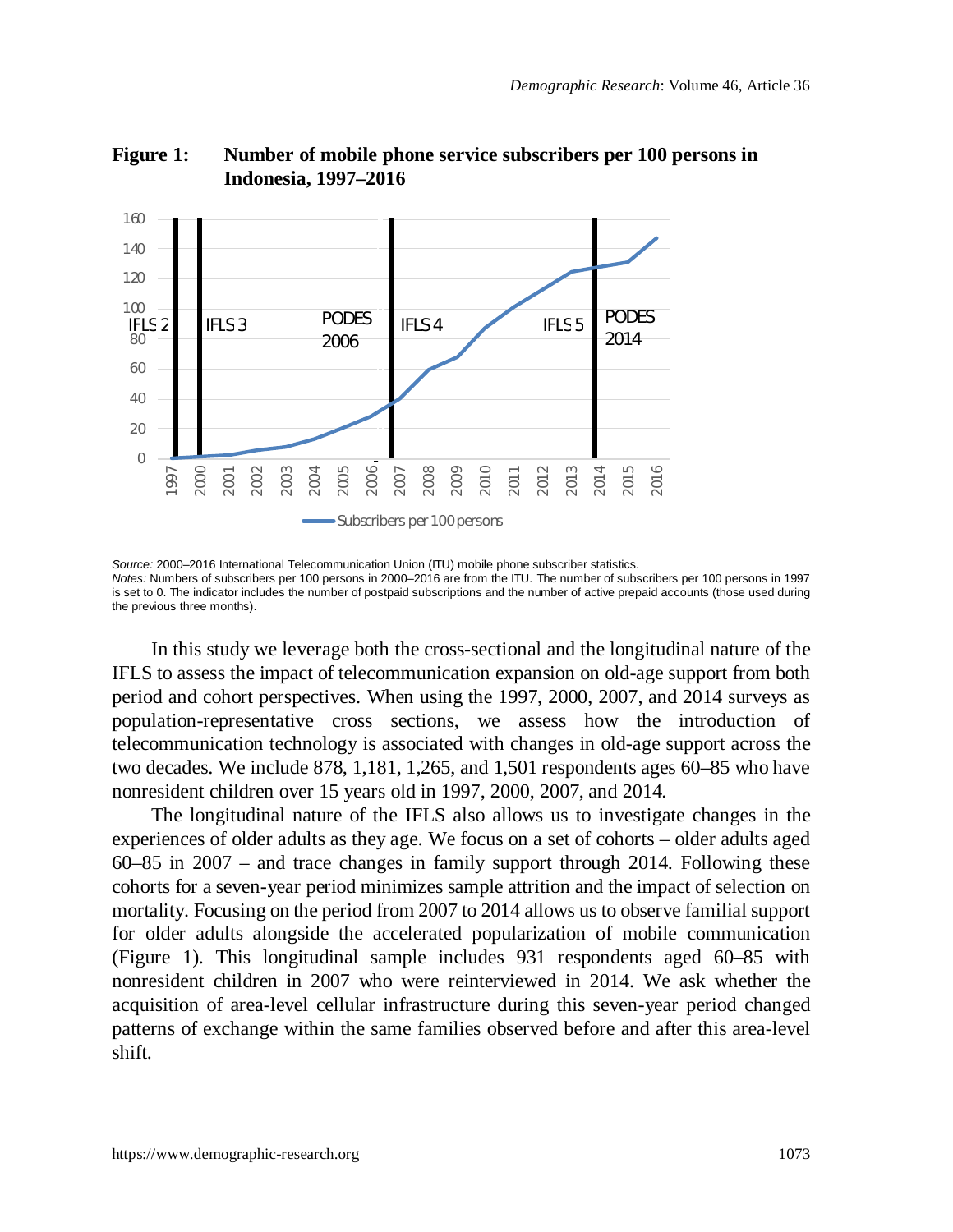**Figure 1: Number of mobile phone service subscribers per 100 persons in Indonesia, 1997–2016**

*Source:* 2000–2016 International Telecommunication Union (ITU) mobile phone subscriber statistics.
*Notes:* Numbers of subscribers per 100 persons in 2000–2016 are from the ITU. The number of subscribers per 100 persons in 1997 is set to 0. The indicator includes the number of postpaid subscriptions and the number of active prepaid accounts (those used during the previous three months).

In this study we leverage both the cross-sectional and the longitudinal nature of the IFLS to assess the impact of telecommunication expansion on old-age support from both period and cohort perspectives. When using the 1997, 2000, 2007, and 2014 surveys as population-representative cross sections, we assess how the introduction of telecommunication technology is associated with changes in old-age support across the two decades. We include 878, 1,181, 1,265, and 1,501 respondents ages 60–85 who have nonresident children over 15 years old in 1997, 2000, 2007, and 2014.

The longitudinal nature of the IFLS also allows us to investigate changes in the experiences of older adults as they age. We focus on a set of cohorts – older adults aged 60–85 in 2007 – and trace changes in family support through 2014. Following these cohorts for a seven-year period minimizes sample attrition and the impact of selection on mortality. Focusing on the period from 2007 to 2014 allows us to observe familial support for older adults alongside the accelerated popularization of mobile communication (Figure 1). This longitudinal sample includes 931 respondents aged 60–85 with nonresident children in 2007 who were reinterviewed in 2014. We ask whether the acquisition of area-level cellular infrastructure during this seven-year period changed patterns of exchange within the same families observed before and after this area-level shift.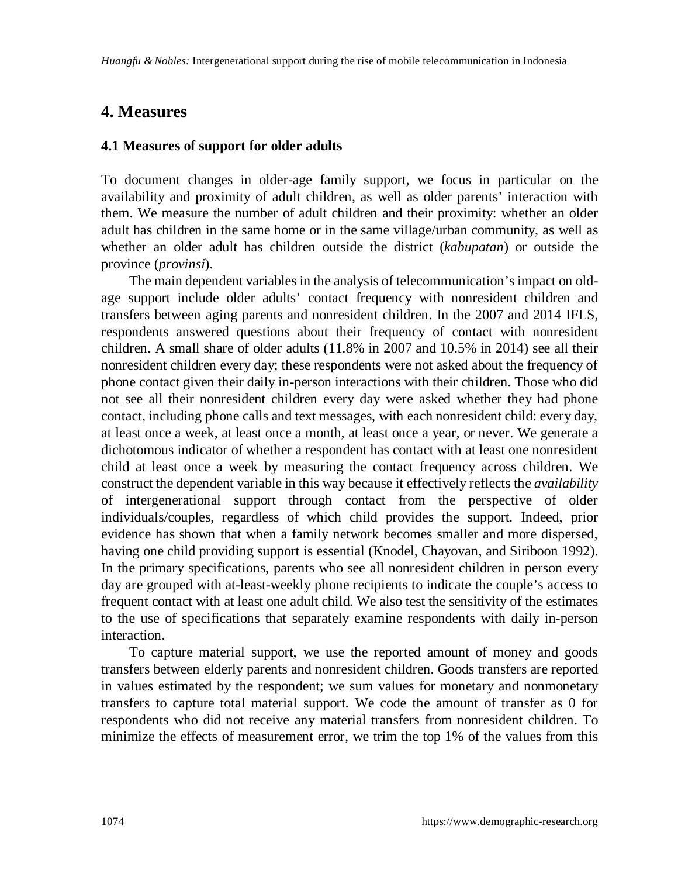## 4. Measures

### 4.1 Measures of support for older adults

To document changes in older-age family support, we focus in particular on the availability and proximity of adult children, as well as older parents' interaction with them. We measure the number of adult children and their proximity: whether an older adult has children in the same home or in the same village/urban community, as well as whether an older adult has children outside the district (*kabupatan*) or outside the province (*provinsi*).

The main dependent variables in the analysis of telecommunication's impact on old-age support include older adults' contact frequency with nonresident children and transfers between aging parents and nonresident children. In the 2007 and 2014 IFLS, respondents answered questions about their frequency of contact with nonresident children. A small share of older adults (11.8% in 2007 and 10.5% in 2014) see all their nonresident children every day; these respondents were not asked about the frequency of phone contact given their daily in-person interactions with their children. Those who did not see all their nonresident children every day were asked whether they had phone contact, including phone calls and text messages, with each nonresident child: every day, at least once a week, at least once a month, at least once a year, or never. We generate a dichotomous indicator of whether a respondent has contact with at least one nonresident child at least once a week by measuring the contact frequency across children. We construct the dependent variable in this way because it effectively reflects the *availability* of intergenerational support through contact from the perspective of older individuals/couples, regardless of which child provides the support. Indeed, prior evidence has shown that when a family network becomes smaller and more dispersed, having one child providing support is essential (Knodel, Chayovan, and Siriboon 1992). In the primary specifications, parents who see all nonresident children in person every day are grouped with at-least-weekly phone recipients to indicate the couple's access to frequent contact with at least one adult child. We also test the sensitivity of the estimates to the use of specifications that separately examine respondents with daily in-person interaction.

To capture material support, we use the reported amount of money and goods transfers between elderly parents and nonresident children. Goods transfers are reported in values estimated by the respondent; we sum values for monetary and nonmonetary transfers to capture total material support. We code the amount of transfer as 0 for respondents who did not receive any material transfers from nonresident children. To minimize the effects of measurement error, we trim the top 1% of the values from this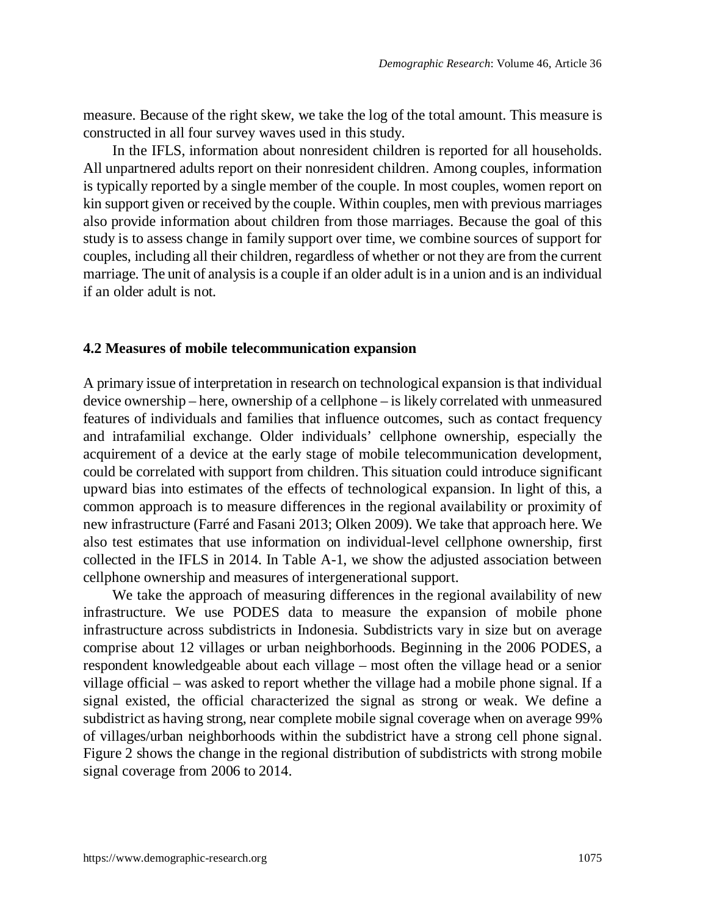measure. Because of the right skew, we take the log of the total amount. This measure is constructed in all four survey waves used in this study.

In the IFLS, information about nonresident children is reported for all households. All unpartnered adults report on their nonresident children. Among couples, information is typically reported by a single member of the couple. In most couples, women report on kin support given or received by the couple. Within couples, men with previous marriages also provide information about children from those marriages. Because the goal of this study is to assess change in family support over time, we combine sources of support for couples, including all their children, regardless of whether or not they are from the current marriage. The unit of analysis is a couple if an older adult is in a union and is an individual if an older adult is not.

### 4.2 Measures of mobile telecommunication expansion

A primary issue of interpretation in research on technological expansion is that individual device ownership – here, ownership of a cellphone – is likely correlated with unmeasured features of individuals and families that influence outcomes, such as contact frequency and intrafamilial exchange. Older individuals' cellphone ownership, especially the acquirement of a device at the early stage of mobile telecommunication development, could be correlated with support from children. This situation could introduce significant upward bias into estimates of the effects of technological expansion. In light of this, a common approach is to measure differences in the regional availability or proximity of new infrastructure (Farré and Fasani 2013; Olken 2009). We take that approach here. We also test estimates that use information on individual-level cellphone ownership, first collected in the IFLS in 2014. In Table A-1, we show the adjusted association between cellphone ownership and measures of intergenerational support.

We take the approach of measuring differences in the regional availability of new infrastructure. We use PODES data to measure the expansion of mobile phone infrastructure across subdistricts in Indonesia. Subdistricts vary in size but on average comprise about 12 villages or urban neighborhoods. Beginning in the 2006 PODES, a respondent knowledgeable about each village – most often the village head or a senior village official – was asked to report whether the village had a mobile phone signal. If a signal existed, the official characterized the signal as strong or weak. We define a subdistrict as having strong, near complete mobile signal coverage when on average 99% of villages/urban neighborhoods within the subdistrict have a strong cell phone signal. Figure 2 shows the change in the regional distribution of subdistricts with strong mobile signal coverage from 2006 to 2014.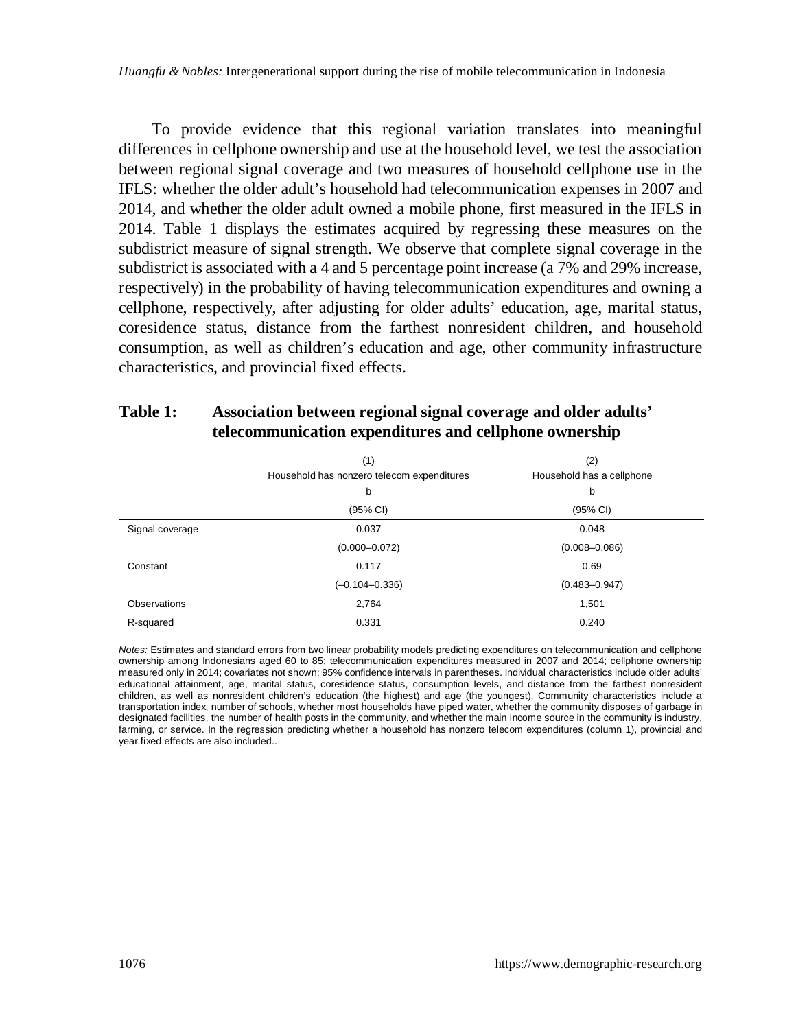To provide evidence that this regional variation translates into meaningful differences in cellphone ownership and use at the household level, we test the association between regional signal coverage and two measures of household cellphone use in the IFLS: whether the older adult's household had telecommunication expenses in 2007 and 2014, and whether the older adult owned a mobile phone, first measured in the IFLS in 2014. Table 1 displays the estimates acquired by regressing these measures on the subdistrict measure of signal strength. We observe that complete signal coverage in the subdistrict is associated with a 4 and 5 percentage point increase (a 7% and 29% increase, respectively) in the probability of having telecommunication expenditures and owning a cellphone, respectively, after adjusting for older adults' education, age, marital status, coresidence status, distance from the farthest nonresident children, and household consumption, as well as children's education and age, other community infrastructure characteristics, and provincial fixed effects.

**Table 1: Association between regional signal coverage and older adults' telecommunication expenditures and cellphone ownership**

| | (1) Household has nonzero telecom expenditures | (2) Household has a cellphone |
|---|---|---|
| | b | b |
| | (95% CI) | (95% CI) |
| Signal coverage | 0.037 | 0.048 |
| | (0.000–0.072) | (0.008–0.086) |
| Constant | 0.117 | 0.69 |
| | (–0.104–0.336) | (0.483–0.947) |
| Observations | 2,764 | 1,501 |
| R-squared | 0.331 | 0.240 |

*Notes:* Estimates and standard errors from two linear probability models predicting expenditures on telecommunication and cellphone ownership among Indonesians aged 60 to 85; telecommunication expenditures measured in 2007 and 2014; cellphone ownership measured only in 2014; covariates not shown; 95% confidence intervals in parentheses. Individual characteristics include older adults' educational attainment, age, marital status, coresidence status, consumption levels, and distance from the farthest nonresident children, as well as nonresident children's education (the highest) and age (the youngest). Community characteristics include a transportation index, number of schools, whether most households have piped water, whether the community disposes of garbage in designated facilities, the number of health posts in the community, and whether the main income source in the community is industry, farming, or service. In the regression predicting whether a household has nonzero telecom expenditures (column 1), provincial and year fixed effects are also included..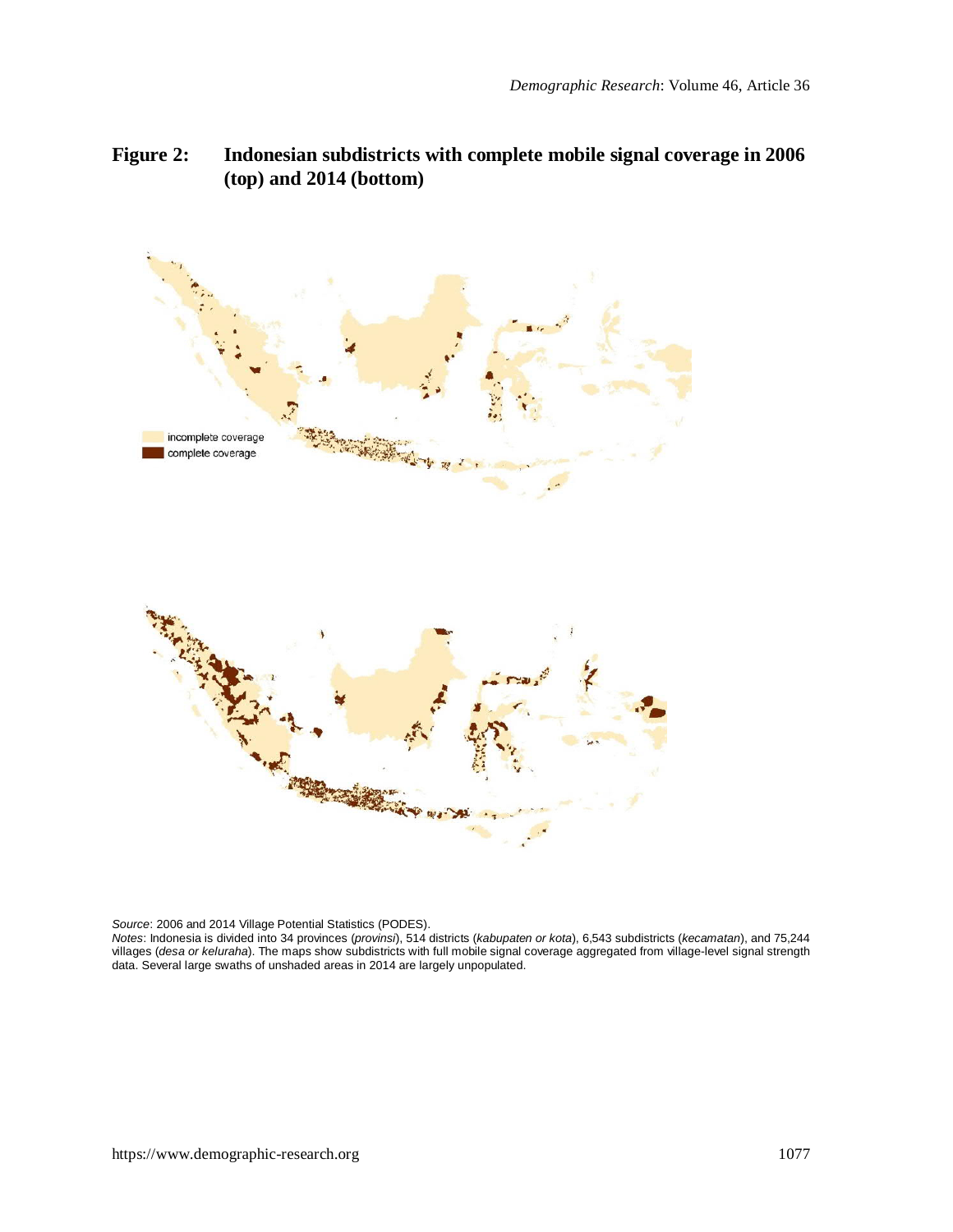**Figure 2: Indonesian subdistricts with complete mobile signal coverage in 2006 (top) and 2014 (bottom)**

*Source*: 2006 and 2014 Village Potential Statistics (PODES).

*Notes*: Indonesia is divided into 34 provinces (*provinsi*), 514 districts (*kabupaten or kota*), 6,543 subdistricts (*kecamatan*), and 75,244 villages (*desa or keluraha*). The maps show subdistricts with full mobile signal coverage aggregated from village-level signal strength data. Several large swaths of unshaded areas in 2014 are largely unpopulated.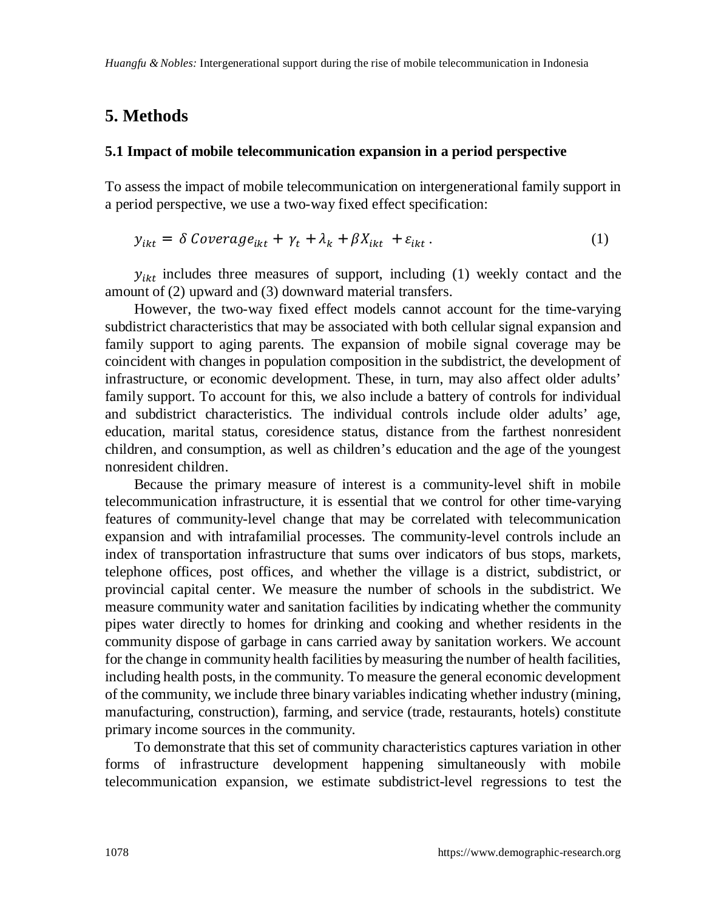## 5. Methods

### 5.1 Impact of mobile telecommunication expansion in a period perspective

To assess the impact of mobile telecommunication on intergenerational family support in a period perspective, we use a two-way fixed effect specification:

$$y_{ikt} = \delta \, Coverage_{ikt} + \gamma_t + \lambda_k + \beta X_{ikt} + \varepsilon_{ikt} . \tag{1}$$

$y_{ikt}$ includes three measures of support, including (1) weekly contact and the amount of (2) upward and (3) downward material transfers.

However, the two-way fixed effect models cannot account for the time-varying subdistrict characteristics that may be associated with both cellular signal expansion and family support to aging parents. The expansion of mobile signal coverage may be coincident with changes in population composition in the subdistrict, the development of infrastructure, or economic development. These, in turn, may also affect older adults' family support. To account for this, we also include a battery of controls for individual and subdistrict characteristics. The individual controls include older adults' age, education, marital status, coresidence status, distance from the farthest nonresident children, and consumption, as well as children's education and the age of the youngest nonresident children.

Because the primary measure of interest is a community-level shift in mobile telecommunication infrastructure, it is essential that we control for other time-varying features of community-level change that may be correlated with telecommunication expansion and with intrafamilial processes. The community-level controls include an index of transportation infrastructure that sums over indicators of bus stops, markets, telephone offices, post offices, and whether the village is a district, subdistrict, or provincial capital center. We measure the number of schools in the subdistrict. We measure community water and sanitation facilities by indicating whether the community pipes water directly to homes for drinking and cooking and whether residents in the community dispose of garbage in cans carried away by sanitation workers. We account for the change in community health facilities by measuring the number of health facilities, including health posts, in the community. To measure the general economic development of the community, we include three binary variables indicating whether industry (mining, manufacturing, construction), farming, and service (trade, restaurants, hotels) constitute primary income sources in the community.

To demonstrate that this set of community characteristics captures variation in other forms of infrastructure development happening simultaneously with mobile telecommunication expansion, we estimate subdistrict-level regressions to test the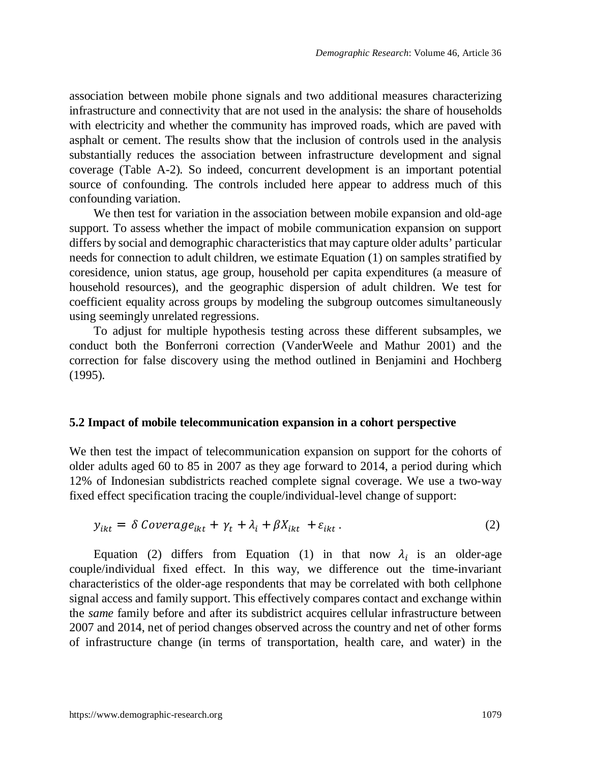association between mobile phone signals and two additional measures characterizing infrastructure and connectivity that are not used in the analysis: the share of households with electricity and whether the community has improved roads, which are paved with asphalt or cement. The results show that the inclusion of controls used in the analysis substantially reduces the association between infrastructure development and signal coverage (Table A-2). So indeed, concurrent development is an important potential source of confounding. The controls included here appear to address much of this confounding variation.

We then test for variation in the association between mobile expansion and old-age support. To assess whether the impact of mobile communication expansion on support differs by social and demographic characteristics that may capture older adults' particular needs for connection to adult children, we estimate Equation (1) on samples stratified by coresidence, union status, age group, household per capita expenditures (a measure of household resources), and the geographic dispersion of adult children. We test for coefficient equality across groups by modeling the subgroup outcomes simultaneously using seemingly unrelated regressions.

To adjust for multiple hypothesis testing across these different subsamples, we conduct both the Bonferroni correction (VanderWeele and Mathur 2001) and the correction for false discovery using the method outlined in Benjamini and Hochberg (1995).

## 5.2 Impact of mobile telecommunication expansion in a cohort perspective

We then test the impact of telecommunication expansion on support for the cohorts of older adults aged 60 to 85 in 2007 as they age forward to 2014, a period during which 12% of Indonesian subdistricts reached complete signal coverage. We use a two-way fixed effect specification tracing the couple/individual-level change of support:

$$y_{ikt} = \delta\, Coverage_{ikt} + \gamma_t + \lambda_i + \beta X_{ikt} + \varepsilon_{ikt}\,. \tag{2}$$

Equation (2) differs from Equation (1) in that now $\lambda_i$ is an older-age couple/individual fixed effect. In this way, we difference out the time-invariant characteristics of the older-age respondents that may be correlated with both cellphone signal access and family support. This effectively compares contact and exchange within the *same* family before and after its subdistrict acquires cellular infrastructure between 2007 and 2014, net of period changes observed across the country and net of other forms of infrastructure change (in terms of transportation, health care, and water) in the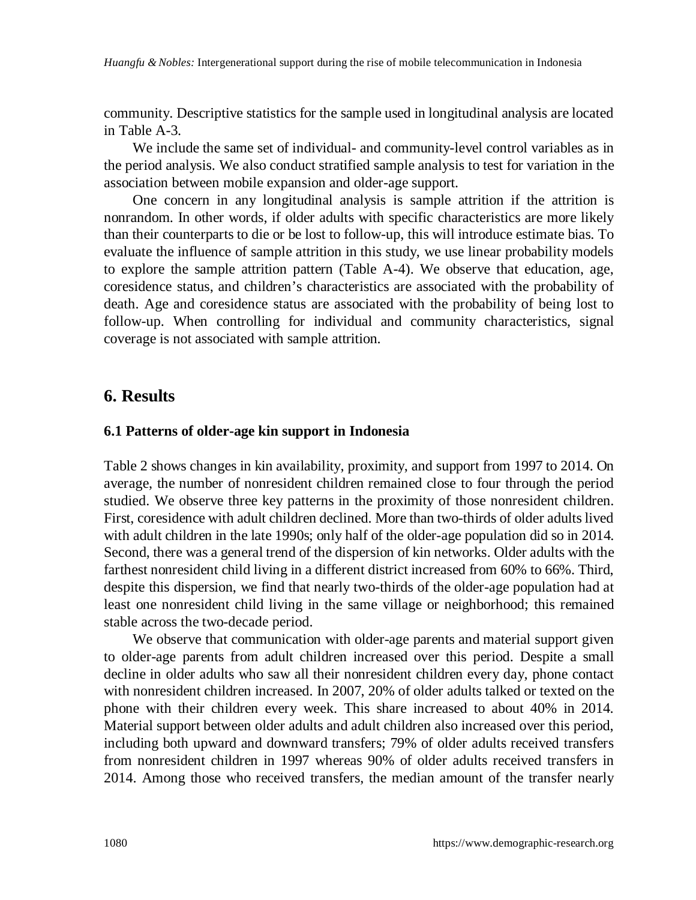community. Descriptive statistics for the sample used in longitudinal analysis are located in Table A-3.

We include the same set of individual- and community-level control variables as in the period analysis. We also conduct stratified sample analysis to test for variation in the association between mobile expansion and older-age support.

One concern in any longitudinal analysis is sample attrition if the attrition is nonrandom. In other words, if older adults with specific characteristics are more likely than their counterparts to die or be lost to follow-up, this will introduce estimate bias. To evaluate the influence of sample attrition in this study, we use linear probability models to explore the sample attrition pattern (Table A-4). We observe that education, age, coresidence status, and children's characteristics are associated with the probability of death. Age and coresidence status are associated with the probability of being lost to follow-up. When controlling for individual and community characteristics, signal coverage is not associated with sample attrition.

## 6. Results

### 6.1 Patterns of older-age kin support in Indonesia

Table 2 shows changes in kin availability, proximity, and support from 1997 to 2014. On average, the number of nonresident children remained close to four through the period studied. We observe three key patterns in the proximity of those nonresident children. First, coresidence with adult children declined. More than two-thirds of older adults lived with adult children in the late 1990s; only half of the older-age population did so in 2014. Second, there was a general trend of the dispersion of kin networks. Older adults with the farthest nonresident child living in a different district increased from 60% to 66%. Third, despite this dispersion, we find that nearly two-thirds of the older-age population had at least one nonresident child living in the same village or neighborhood; this remained stable across the two-decade period.

We observe that communication with older-age parents and material support given to older-age parents from adult children increased over this period. Despite a small decline in older adults who saw all their nonresident children every day, phone contact with nonresident children increased. In 2007, 20% of older adults talked or texted on the phone with their children every week. This share increased to about 40% in 2014. Material support between older adults and adult children also increased over this period, including both upward and downward transfers; 79% of older adults received transfers from nonresident children in 1997 whereas 90% of older adults received transfers in 2014. Among those who received transfers, the median amount of the transfer nearly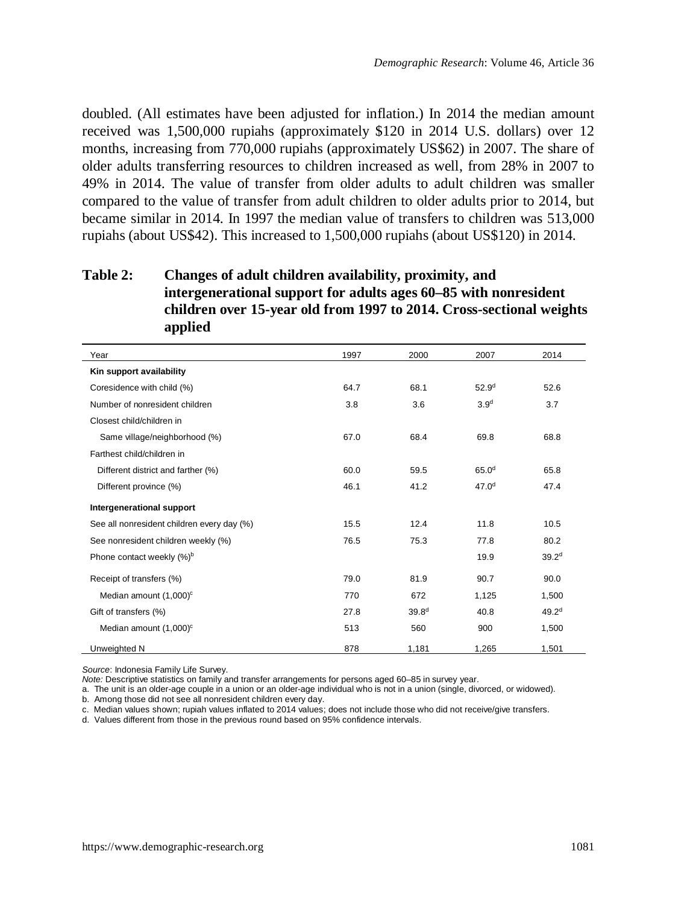doubled. (All estimates have been adjusted for inflation.) In 2014 the median amount received was 1,500,000 rupiahs (approximately $120 in 2014 U.S. dollars) over 12 months, increasing from 770,000 rupiahs (approximately US$62) in 2007. The share of older adults transferring resources to children increased as well, from 28% in 2007 to 49% in 2014. The value of transfer from older adults to adult children was smaller compared to the value of transfer from adult children to older adults prior to 2014, but became similar in 2014. In 1997 the median value of transfers to children was 513,000 rupiahs (about US$42). This increased to 1,500,000 rupiahs (about US$120) in 2014.

**Table 2: Changes of adult children availability, proximity, and intergenerational support for adults ages 60–85 with nonresident children over 15-year old from 1997 to 2014. Cross-sectional weights applied**

| Year | 1997 | 2000 | 2007 | 2014 |
|---|---|---|---|---|
| **Kin support availability** | | | | |
| Coresidence with child (%) | 64.7 | 68.1 | 52.9[d] | 52.6 |
| Number of nonresident children | 3.8 | 3.6 | 3.9[d] | 3.7 |
| Closest child/children in | | | | |
| Same village/neighborhood (%) | 67.0 | 68.4 | 69.8 | 68.8 |
| Farthest child/children in | | | | |
| Different district and farther (%) | 60.0 | 59.5 | 65.0[d] | 65.8 |
| Different province (%) | 46.1 | 41.2 | 47.0[d] | 47.4 |
| **Intergenerational support** | | | | |
| See all nonresident children every day (%) | 15.5 | 12.4 | 11.8 | 10.5 |
| See nonresident children weekly (%) | 76.5 | 75.3 | 77.8 | 80.2 |
| Phone contact weekly (%)[b] | | | 19.9 | 39.2[d] |
| Receipt of transfers (%) | 79.0 | 81.9 | 90.7 | 90.0 |
| Median amount (1,000)[c] | 770 | 672 | 1,125 | 1,500 |
| Gift of transfers (%) | 27.8 | 39.8[d] | 40.8 | 49.2[d] |
| Median amount (1,000)[c] | 513 | 560 | 900 | 1,500 |
| Unweighted N | 878 | 1,181 | 1,265 | 1,501 |

*Source*: Indonesia Family Life Survey.
*Note:* Descriptive statistics on family and transfer arrangements for persons aged 60–85 in survey year.
a. The unit is an older-age couple in a union or an older-age individual who is not in a union (single, divorced, or widowed).
b. Among those did not see all nonresident children every day.
c. Median values shown; rupiah values inflated to 2014 values; does not include those who did not receive/give transfers.
d. Values different from those in the previous round based on 95% confidence intervals.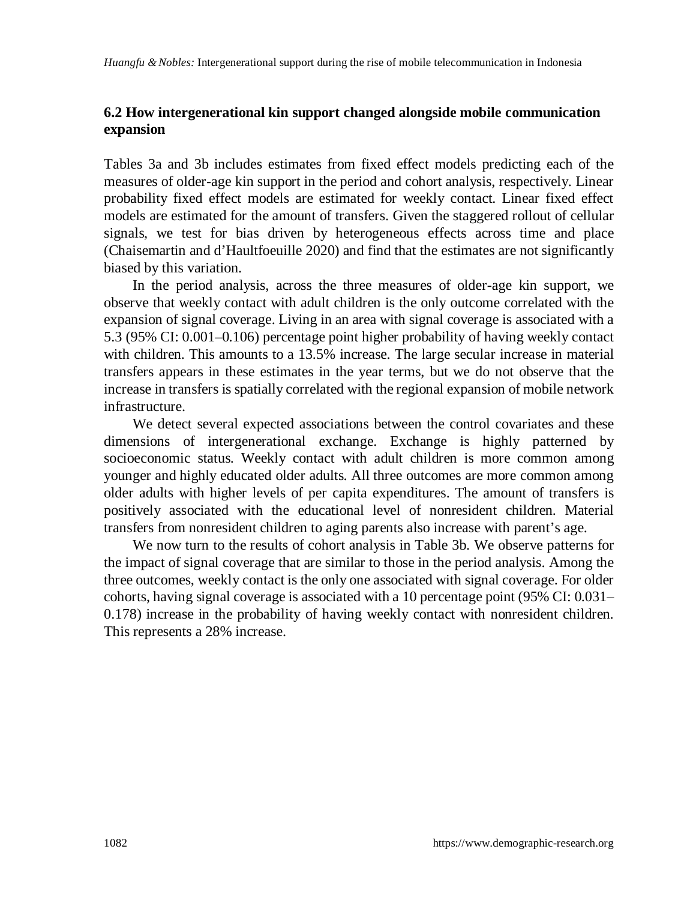### 6.2 How intergenerational kin support changed alongside mobile communication expansion

Tables 3a and 3b includes estimates from fixed effect models predicting each of the measures of older-age kin support in the period and cohort analysis, respectively. Linear probability fixed effect models are estimated for weekly contact. Linear fixed effect models are estimated for the amount of transfers. Given the staggered rollout of cellular signals, we test for bias driven by heterogeneous effects across time and place (Chaisemartin and d'Haultfoeuille 2020) and find that the estimates are not significantly biased by this variation.

In the period analysis, across the three measures of older-age kin support, we observe that weekly contact with adult children is the only outcome correlated with the expansion of signal coverage. Living in an area with signal coverage is associated with a 5.3 (95% CI: 0.001–0.106) percentage point higher probability of having weekly contact with children. This amounts to a 13.5% increase. The large secular increase in material transfers appears in these estimates in the year terms, but we do not observe that the increase in transfers is spatially correlated with the regional expansion of mobile network infrastructure.

We detect several expected associations between the control covariates and these dimensions of intergenerational exchange. Exchange is highly patterned by socioeconomic status. Weekly contact with adult children is more common among younger and highly educated older adults. All three outcomes are more common among older adults with higher levels of per capita expenditures. The amount of transfers is positively associated with the educational level of nonresident children. Material transfers from nonresident children to aging parents also increase with parent's age.

We now turn to the results of cohort analysis in Table 3b. We observe patterns for the impact of signal coverage that are similar to those in the period analysis. Among the three outcomes, weekly contact is the only one associated with signal coverage. For older cohorts, having signal coverage is associated with a 10 percentage point (95% CI: 0.031–0.178) increase in the probability of having weekly contact with nonresident children. This represents a 28% increase.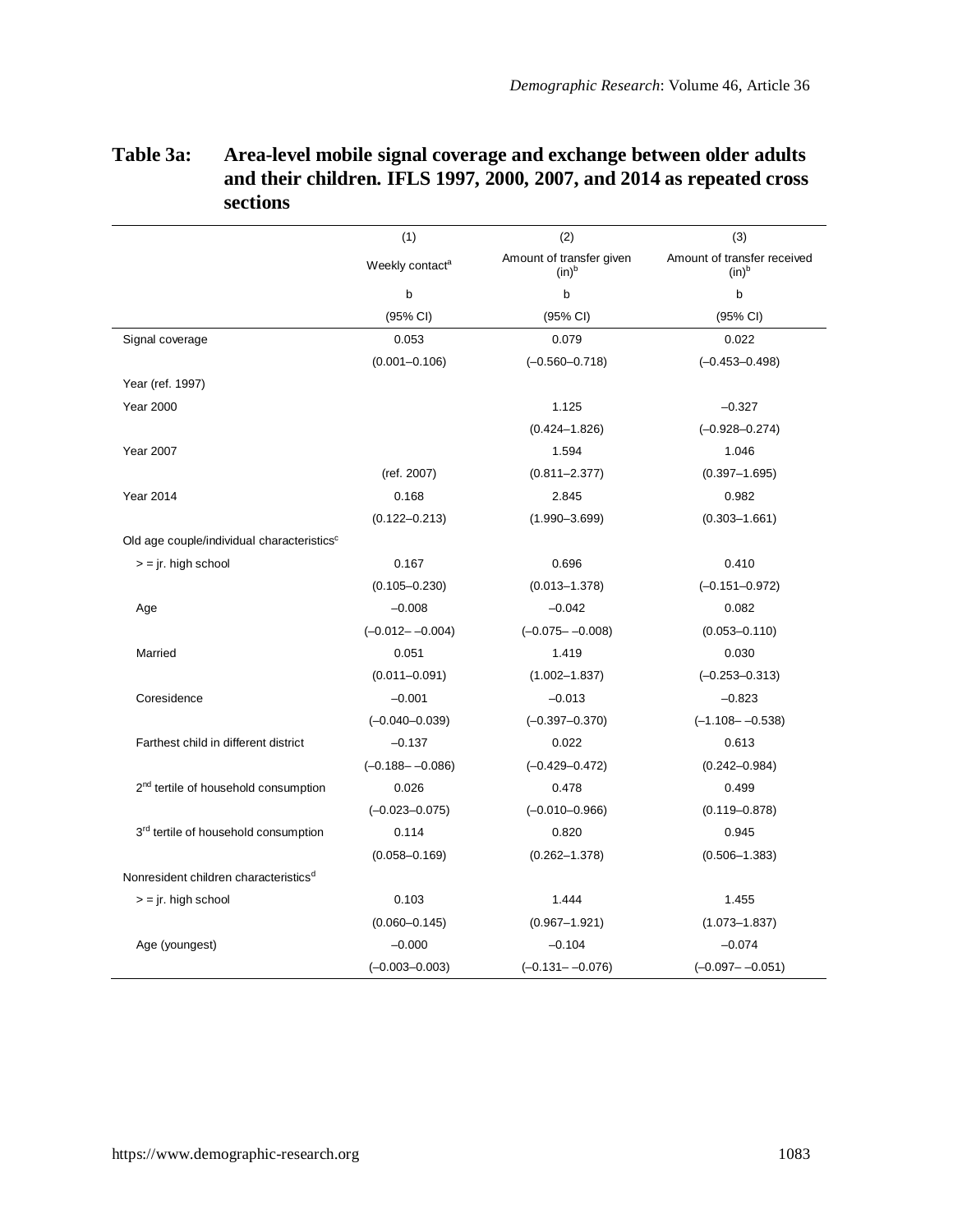**Table 3a: Area-level mobile signal coverage and exchange between older adults and their children. IFLS 1997, 2000, 2007, and 2014 as repeated cross sections**

| | (1) | (2) | (3) |
|---|---|---|---|
| | Weekly contact[a] | Amount of transfer given (in)[b] | Amount of transfer received (in)[b] |
| | b | b | b |
| | (95% CI) | (95% CI) | (95% CI) |
| Signal coverage | 0.053 | 0.079 | 0.022 |
| | (0.001–0.106) | (–0.560–0.718) | (–0.453–0.498) |
| Year (ref. 1997) | | | |
| Year 2000 | | 1.125 | –0.327 |
| | | (0.424–1.826) | (–0.928–0.274) |
| Year 2007 | | 1.594 | 1.046 |
| | (ref. 2007) | (0.811–2.377) | (0.397–1.695) |
| Year 2014 | 0.168 | 2.845 | 0.982 |
| | (0.122–0.213) | (1.990–3.699) | (0.303–1.661) |
| Old age couple/individual characteristics[c] | | | |
| > = jr. high school | 0.167 | 0.696 | 0.410 |
| | (0.105–0.230) | (0.013–1.378) | (–0.151–0.972) |
| Age | –0.008 | –0.042 | 0.082 |
| | (–0.012– –0.004) | (–0.075– –0.008) | (0.053–0.110) |
| Married | 0.051 | 1.419 | 0.030 |
| | (0.011–0.091) | (1.002–1.837) | (–0.253–0.313) |
| Coresidence | –0.001 | –0.013 | –0.823 |
| | (–0.040–0.039) | (–0.397–0.370) | (–1.108– –0.538) |
| Farthest child in different district | –0.137 | 0.022 | 0.613 |
| | (–0.188– –0.086) | (–0.429–0.472) | (0.242–0.984) |
| 2nd tertile of household consumption | 0.026 | 0.478 | 0.499 |
| | (–0.023–0.075) | (–0.010–0.966) | (0.119–0.878) |
| 3rd tertile of household consumption | 0.114 | 0.820 | 0.945 |
| | (0.058–0.169) | (0.262–1.378) | (0.506–1.383) |
| Nonresident children characteristics[d] | | | |
| > = jr. high school | 0.103 | 1.444 | 1.455 |
| | (0.060–0.145) | (0.967–1.921) | (1.073–1.837) |
| Age (youngest) | –0.000 | –0.104 | –0.074 |
| | (–0.003–0.003) | (–0.131– –0.076) | (–0.097– –0.051) |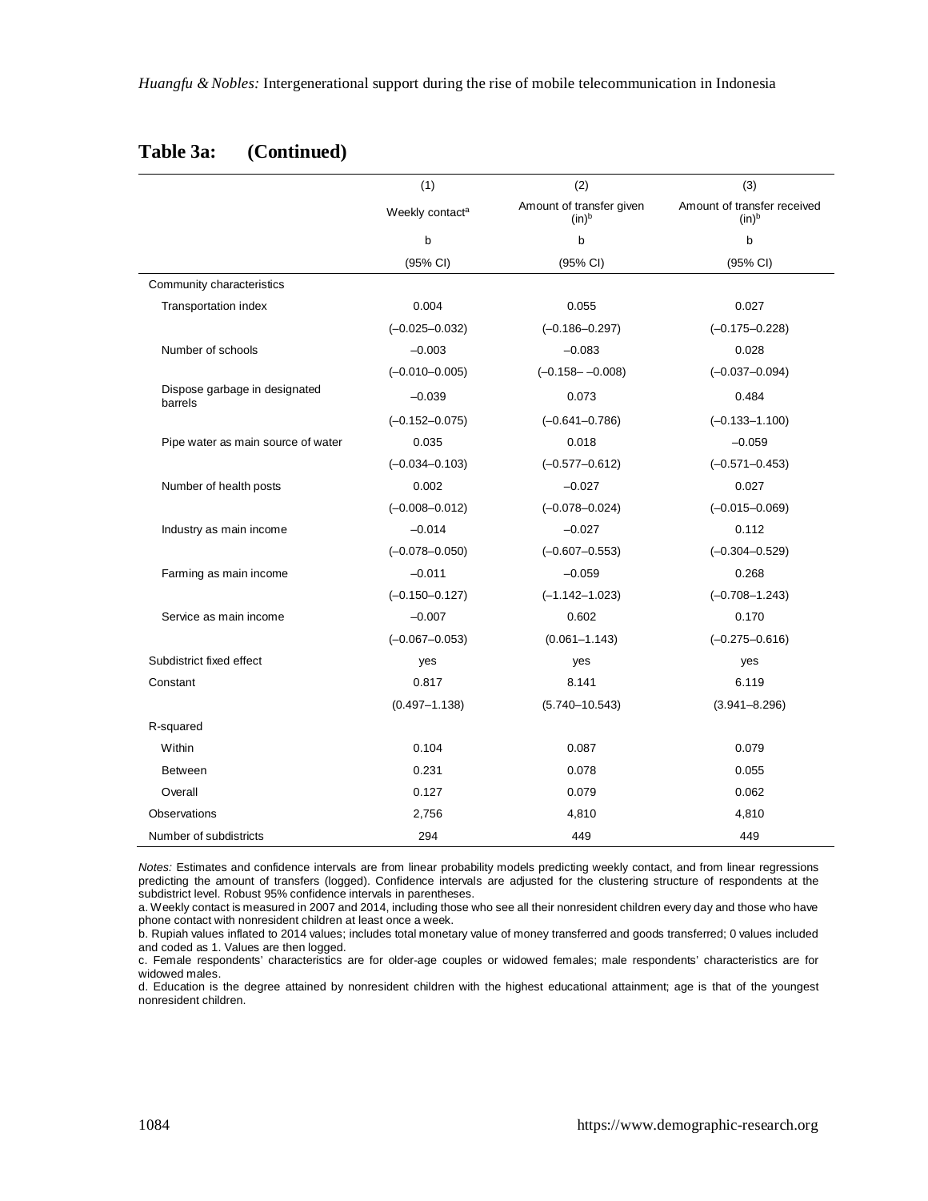## Table 3a: (Continued)

| | (1) | (2) | (3) |
|---|---|---|---|
| | Weekly contact[a] | Amount of transfer given (ln)[b] | Amount of transfer received (ln)[b] |
| | b | b | b |
| | (95% CI) | (95% CI) | (95% CI) |
| Community characteristics | | | |
| Transportation index | 0.004 | 0.055 | 0.027 |
| | (–0.025–0.032) | (–0.186–0.297) | (–0.175–0.228) |
| Number of schools | –0.003 | –0.083 | 0.028 |
| | (–0.010–0.005) | (–0.158– –0.008) | (–0.037–0.094) |
| Dispose garbage in designated barrels | –0.039 | 0.073 | 0.484 |
| | (–0.152–0.075) | (–0.641–0.786) | (–0.133–1.100) |
| Pipe water as main source of water | 0.035 | 0.018 | –0.059 |
| | (–0.034–0.103) | (–0.577–0.612) | (–0.571–0.453) |
| Number of health posts | 0.002 | –0.027 | 0.027 |
| | (–0.008–0.012) | (–0.078–0.024) | (–0.015–0.069) |
| Industry as main income | –0.014 | –0.027 | 0.112 |
| | (–0.078–0.050) | (–0.607–0.553) | (–0.304–0.529) |
| Farming as main income | –0.011 | –0.059 | 0.268 |
| | (–0.150–0.127) | (–1.142–1.023) | (–0.708–1.243) |
| Service as main income | –0.007 | 0.602 | 0.170 |
| | (–0.067–0.053) | (0.061–1.143) | (–0.275–0.616) |
| Subdistrict fixed effect | yes | yes | yes |
| Constant | 0.817 | 8.141 | 6.119 |
| | (0.497–1.138) | (5.740–10.543) | (3.941–8.296) |
| R-squared | | | |
| Within | 0.104 | 0.087 | 0.079 |
| Between | 0.231 | 0.078 | 0.055 |
| Overall | 0.127 | 0.079 | 0.062 |
| Observations | 2,756 | 4,810 | 4,810 |
| Number of subdistricts | 294 | 449 | 449 |

*Notes:* Estimates and confidence intervals are from linear probability models predicting weekly contact, and from linear regressions predicting the amount of transfers (logged). Confidence intervals are adjusted for the clustering structure of respondents at the subdistrict level. Robust 95% confidence intervals in parentheses.

a. Weekly contact is measured in 2007 and 2014, including those who see all their nonresident children every day and those who have phone contact with nonresident children at least once a week.

b. Rupiah values inflated to 2014 values; includes total monetary value of money transferred and goods transferred; 0 values included and coded as 1. Values are then logged.

c. Female respondents' characteristics are for older-age couples or widowed females; male respondents' characteristics are for widowed males.

d. Education is the degree attained by nonresident children with the highest educational attainment; age is that of the youngest nonresident children.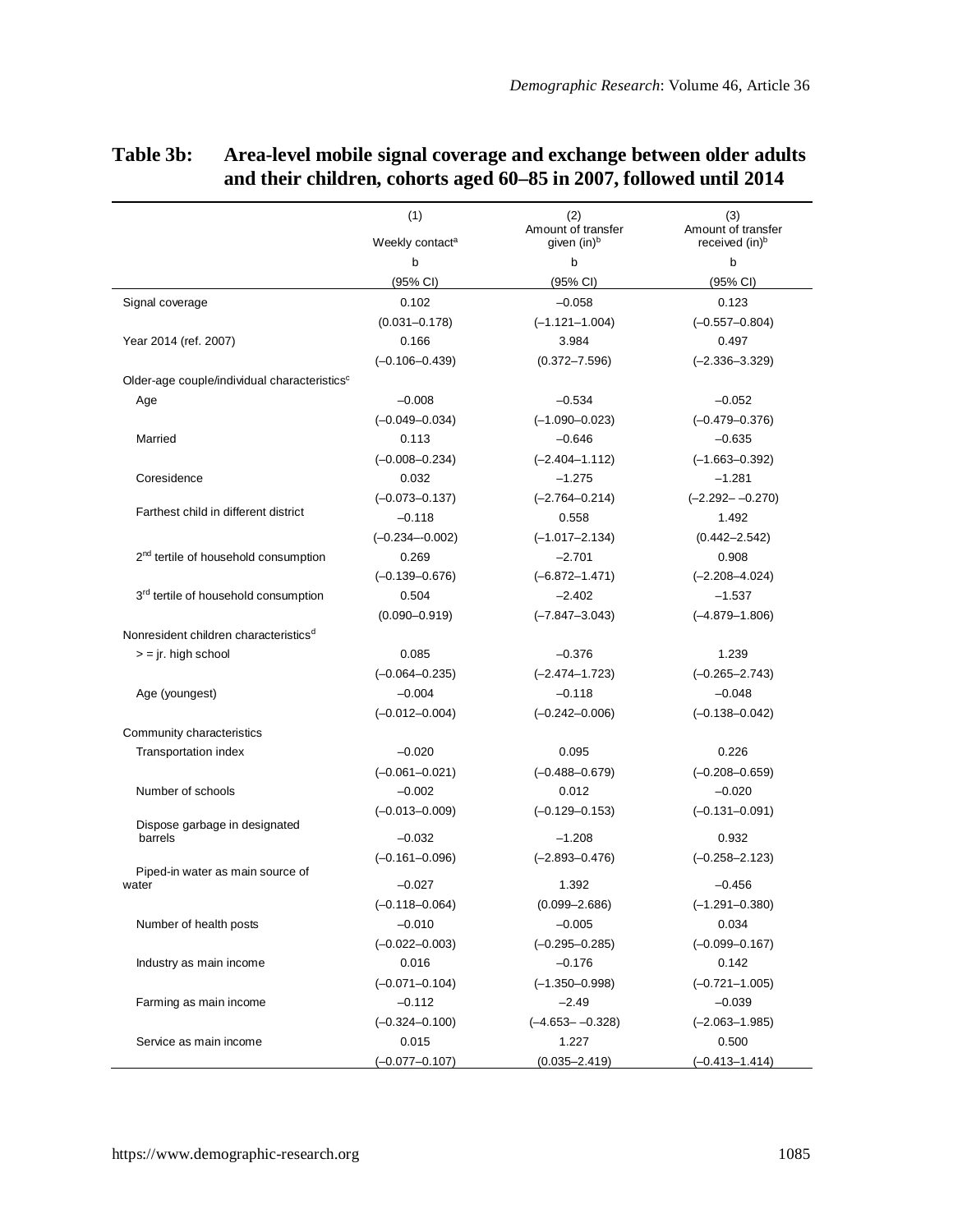**Table 3b: Area-level mobile signal coverage and exchange between older adults and their children, cohorts aged 60–85 in 2007, followed until 2014**

| | (1) Weekly contact[a] | (2) Amount of transfer given (in)[b] | (3) Amount of transfer received (in)[b] |
|---|---|---|---|
| | b | b | b |
| | (95% CI) | (95% CI) | (95% CI) |
| Signal coverage | 0.102 | –0.058 | 0.123 |
| | (0.031–0.178) | (–1.121–1.004) | (–0.557–0.804) |
| Year 2014 (ref. 2007) | 0.166 | 3.984 | 0.497 |
| | (–0.106–0.439) | (0.372–7.596) | (–2.336–3.329) |
| Older-age couple/individual characteristics[c] | | | |
| Age | –0.008 | –0.534 | –0.052 |
| | (–0.049–0.034) | (–1.090–0.023) | (–0.479–0.376) |
| Married | 0.113 | –0.646 | –0.635 |
| | (–0.008–0.234) | (–2.404–1.112) | (–1.663–0.392) |
| Coresidence | 0.032 | –1.275 | –1.281 |
| | (–0.073–0.137) | (–2.764–0.214) | (–2.292– –0.270) |
| Farthest child in different district | –0.118 | 0.558 | 1.492 |
| | (–0.234–-0.002) | (–1.017–2.134) | (0.442–2.542) |
| 2[nd] tertile of household consumption | 0.269 | –2.701 | 0.908 |
| | (–0.139–0.676) | (–6.872–1.471) | (–2.208–4.024) |
| 3[rd] tertile of household consumption | 0.504 | –2.402 | –1.537 |
| | (0.090–0.919) | (–7.847–3.043) | (–4.879–1.806) |
| Nonresident children characteristics[d] | | | |
| > = jr. high school | 0.085 | –0.376 | 1.239 |
| | (–0.064–0.235) | (–2.474–1.723) | (–0.265–2.743) |
| Age (youngest) | –0.004 | –0.118 | –0.048 |
| | (–0.012–0.004) | (–0.242–0.006) | (–0.138–0.042) |
| Community characteristics | | | |
| Transportation index | –0.020 | 0.095 | 0.226 |
| | (–0.061–0.021) | (–0.488–0.679) | (–0.208–0.659) |
| Number of schools | –0.002 | 0.012 | –0.020 |
| | (–0.013–0.009) | (–0.129–0.153) | (–0.131–0.091) |
| Dispose garbage in designated barrels | –0.032 | –1.208 | 0.932 |
| | (–0.161–0.096) | (–2.893–0.476) | (–0.258–2.123) |
| Piped-in water as main source of water | –0.027 | 1.392 | –0.456 |
| | (–0.118–0.064) | (0.099–2.686) | (–1.291–0.380) |
| Number of health posts | –0.010 | –0.005 | 0.034 |
| | (–0.022–0.003) | (–0.295–0.285) | (–0.099–0.167) |
| Industry as main income | 0.016 | –0.176 | 0.142 |
| | (–0.071–0.104) | (–1.350–0.998) | (–0.721–1.005) |
| Farming as main income | –0.112 | –2.49 | –0.039 |
| | (–0.324–0.100) | (–4.653– –0.328) | (–2.063–1.985) |
| Service as main income | 0.015 | 1.227 | 0.500 |
| | (–0.077–0.107) | (0.035–2.419) | (–0.413–1.414) |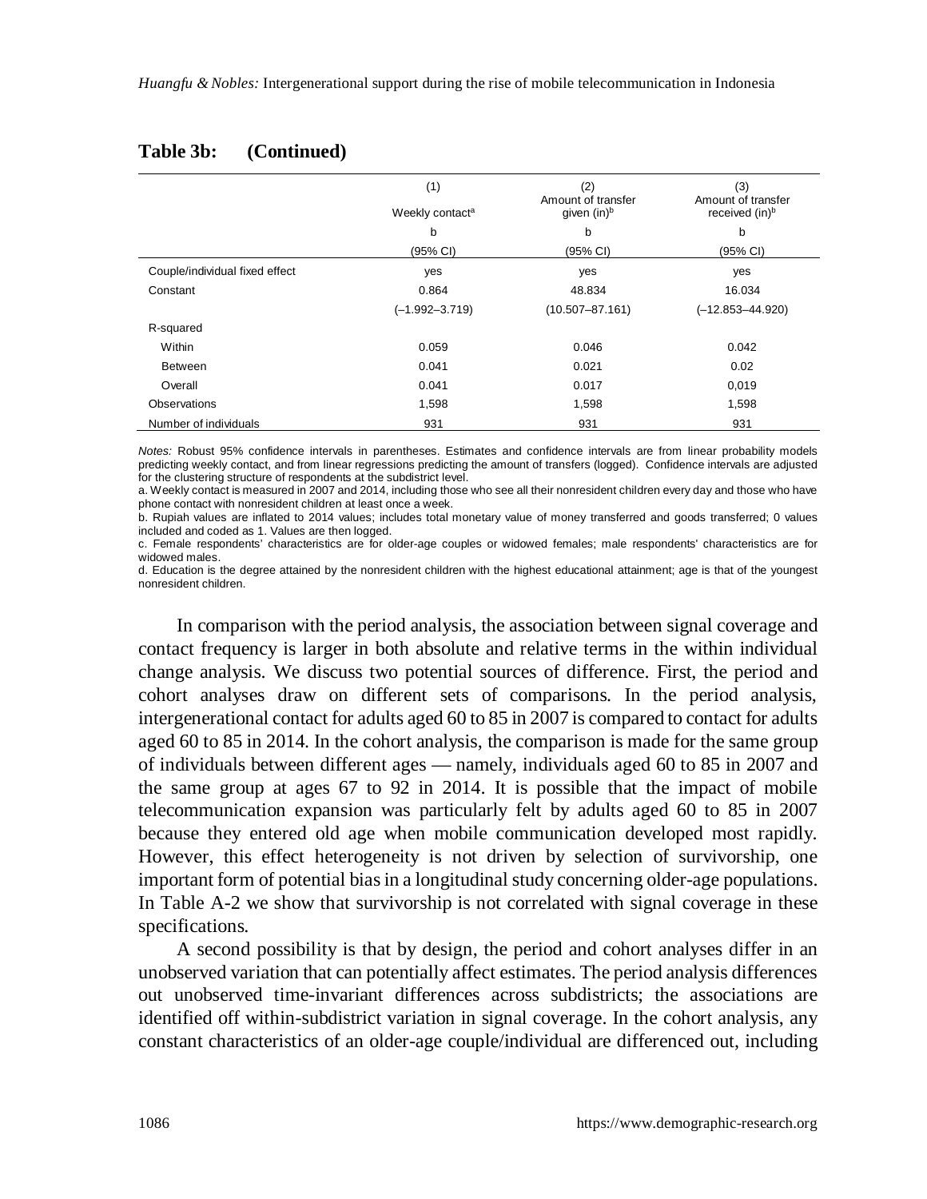**Table 3b: (Continued)**

| | (1) Weekly contact[a] | (2) Amount of transfer given (ln)[b] | (3) Amount of transfer received (ln)[b] |
|---|---|---|---|
| | b | b | b |
| | (95% CI) | (95% CI) | (95% CI) |
| Couple/individual fixed effect | yes | yes | yes |
| Constant | 0.864 | 48.834 | 16.034 |
| | (–1.992–3.719) | (10.507–87.161) | (–12.853–44.920) |
| R-squared | | | |
| Within | 0.059 | 0.046 | 0.042 |
| Between | 0.041 | 0.021 | 0.02 |
| Overall | 0.041 | 0.017 | 0,019 |
| Observations | 1,598 | 1,598 | 1,598 |
| Number of individuals | 931 | 931 | 931 |

*Notes:* Robust 95% confidence intervals in parentheses. Estimates and confidence intervals are from linear probability models predicting weekly contact, and from linear regressions predicting the amount of transfers (logged). Confidence intervals are adjusted for the clustering structure of respondents at the subdistrict level.

a. Weekly contact is measured in 2007 and 2014, including those who see all their nonresident children every day and those who have phone contact with nonresident children at least once a week.

b. Rupiah values are inflated to 2014 values; includes total monetary value of money transferred and goods transferred; 0 values included and coded as 1. Values are then logged.

c. Female respondents' characteristics are for older-age couples or widowed females; male respondents' characteristics are for widowed males.

d. Education is the degree attained by the nonresident children with the highest educational attainment; age is that of the youngest nonresident children.

In comparison with the period analysis, the association between signal coverage and contact frequency is larger in both absolute and relative terms in the within individual change analysis. We discuss two potential sources of difference. First, the period and cohort analyses draw on different sets of comparisons. In the period analysis, intergenerational contact for adults aged 60 to 85 in 2007 is compared to contact for adults aged 60 to 85 in 2014. In the cohort analysis, the comparison is made for the same group of individuals between different ages — namely, individuals aged 60 to 85 in 2007 and the same group at ages 67 to 92 in 2014. It is possible that the impact of mobile telecommunication expansion was particularly felt by adults aged 60 to 85 in 2007 because they entered old age when mobile communication developed most rapidly. However, this effect heterogeneity is not driven by selection of survivorship, one important form of potential bias in a longitudinal study concerning older-age populations. In Table A-2 we show that survivorship is not correlated with signal coverage in these specifications.

A second possibility is that by design, the period and cohort analyses differ in an unobserved variation that can potentially affect estimates. The period analysis differences out unobserved time-invariant differences across subdistricts; the associations are identified off within-subdistrict variation in signal coverage. In the cohort analysis, any constant characteristics of an older-age couple/individual are differenced out, including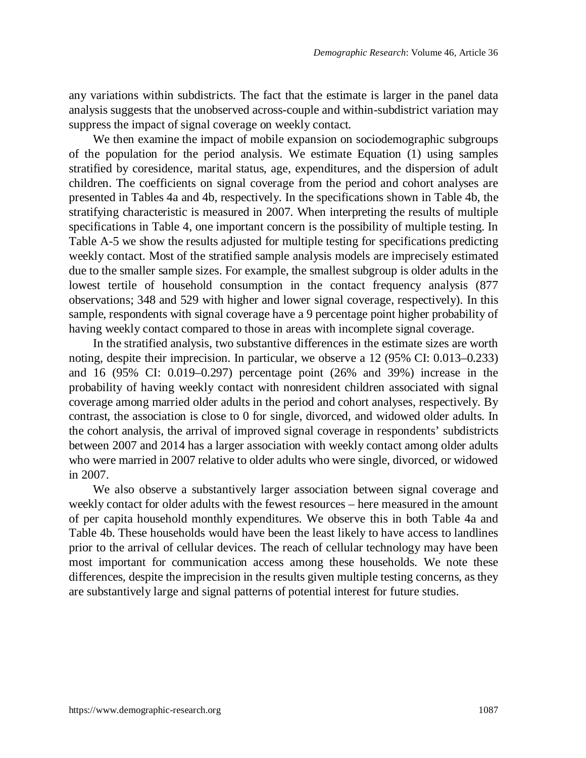any variations within subdistricts. The fact that the estimate is larger in the panel data analysis suggests that the unobserved across-couple and within-subdistrict variation may suppress the impact of signal coverage on weekly contact.

We then examine the impact of mobile expansion on sociodemographic subgroups of the population for the period analysis. We estimate Equation (1) using samples stratified by coresidence, marital status, age, expenditures, and the dispersion of adult children. The coefficients on signal coverage from the period and cohort analyses are presented in Tables 4a and 4b, respectively. In the specifications shown in Table 4b, the stratifying characteristic is measured in 2007. When interpreting the results of multiple specifications in Table 4, one important concern is the possibility of multiple testing. In Table A-5 we show the results adjusted for multiple testing for specifications predicting weekly contact. Most of the stratified sample analysis models are imprecisely estimated due to the smaller sample sizes. For example, the smallest subgroup is older adults in the lowest tertile of household consumption in the contact frequency analysis (877 observations; 348 and 529 with higher and lower signal coverage, respectively). In this sample, respondents with signal coverage have a 9 percentage point higher probability of having weekly contact compared to those in areas with incomplete signal coverage.

In the stratified analysis, two substantive differences in the estimate sizes are worth noting, despite their imprecision. In particular, we observe a 12 (95% CI: 0.013–0.233) and 16 (95% CI: 0.019–0.297) percentage point (26% and 39%) increase in the probability of having weekly contact with nonresident children associated with signal coverage among married older adults in the period and cohort analyses, respectively. By contrast, the association is close to 0 for single, divorced, and widowed older adults. In the cohort analysis, the arrival of improved signal coverage in respondents' subdistricts between 2007 and 2014 has a larger association with weekly contact among older adults who were married in 2007 relative to older adults who were single, divorced, or widowed in 2007.

We also observe a substantively larger association between signal coverage and weekly contact for older adults with the fewest resources – here measured in the amount of per capita household monthly expenditures. We observe this in both Table 4a and Table 4b. These households would have been the least likely to have access to landlines prior to the arrival of cellular devices. The reach of cellular technology may have been most important for communication access among these households. We note these differences, despite the imprecision in the results given multiple testing concerns, as they are substantively large and signal patterns of potential interest for future studies.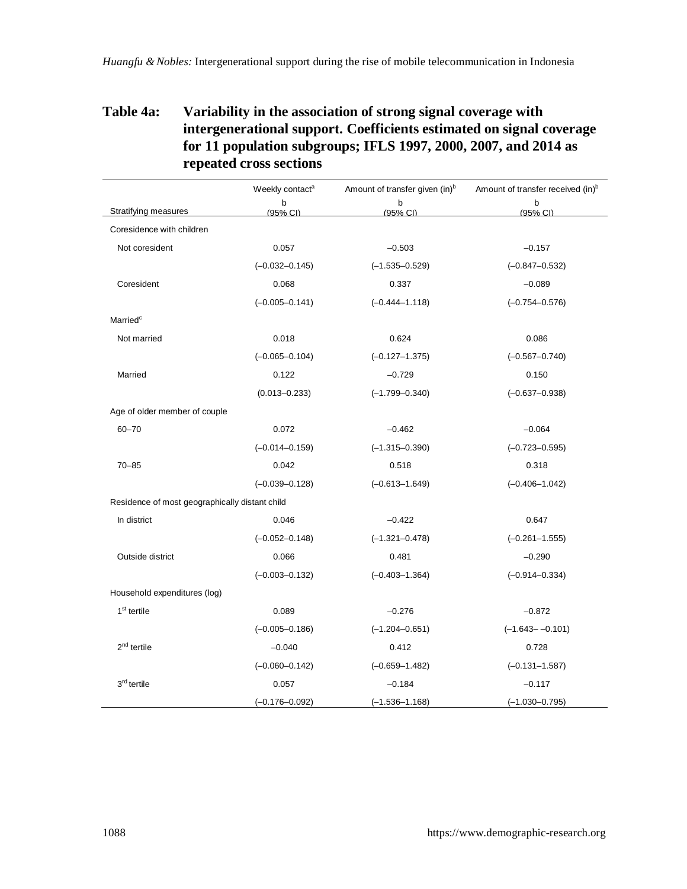**Table 4a: Variability in the association of strong signal coverage with intergenerational support. Coefficients estimated on signal coverage for 11 population subgroups; IFLS 1997, 2000, 2007, and 2014 as repeated cross sections**

| Stratifying measures | Weekly contact[a] b (95% CI) | Amount of transfer given (in)[b] b (95% CI) | Amount of transfer received (in)[b] b (95% CI) |
|---|---|---|---|
| Coresidence with children | | | |
| Not coresident | 0.057 | –0.503 | –0.157 |
| | (–0.032–0.145) | (–1.535–0.529) | (–0.847–0.532) |
| Coresident | 0.068 | 0.337 | –0.089 |
| | (–0.005–0.141) | (–0.444–1.118) | (–0.754–0.576) |
| Married[c] | | | |
| Not married | 0.018 | 0.624 | 0.086 |
| | (–0.065–0.104) | (–0.127–1.375) | (–0.567–0.740) |
| Married | 0.122 | –0.729 | 0.150 |
| | (0.013–0.233) | (–1.799–0.340) | (–0.637–0.938) |
| Age of older member of couple | | | |
| 60–70 | 0.072 | –0.462 | –0.064 |
| | (–0.014–0.159) | (–1.315–0.390) | (–0.723–0.595) |
| 70–85 | 0.042 | 0.518 | 0.318 |
| | (–0.039–0.128) | (–0.613–1.649) | (–0.406–1.042) |
| Residence of most geographically distant child | | | |
| In district | 0.046 | –0.422 | 0.647 |
| | (–0.052–0.148) | (–1.321–0.478) | (–0.261–1.555) |
| Outside district | 0.066 | 0.481 | –0.290 |
| | (–0.003–0.132) | (–0.403–1.364) | (–0.914–0.334) |
| Household expenditures (log) | | | |
| 1[st] tertile | 0.089 | –0.276 | –0.872 |
| | (–0.005–0.186) | (–1.204–0.651) | (–1.643– –0.101) |
| 2[nd] tertile | –0.040 | 0.412 | 0.728 |
| | (–0.060–0.142) | (–0.659–1.482) | (–0.131–1.587) |
| 3[rd] tertile | 0.057 | –0.184 | –0.117 |
| | (–0.176–0.092) | (–1.536–1.168) | (–1.030–0.795) |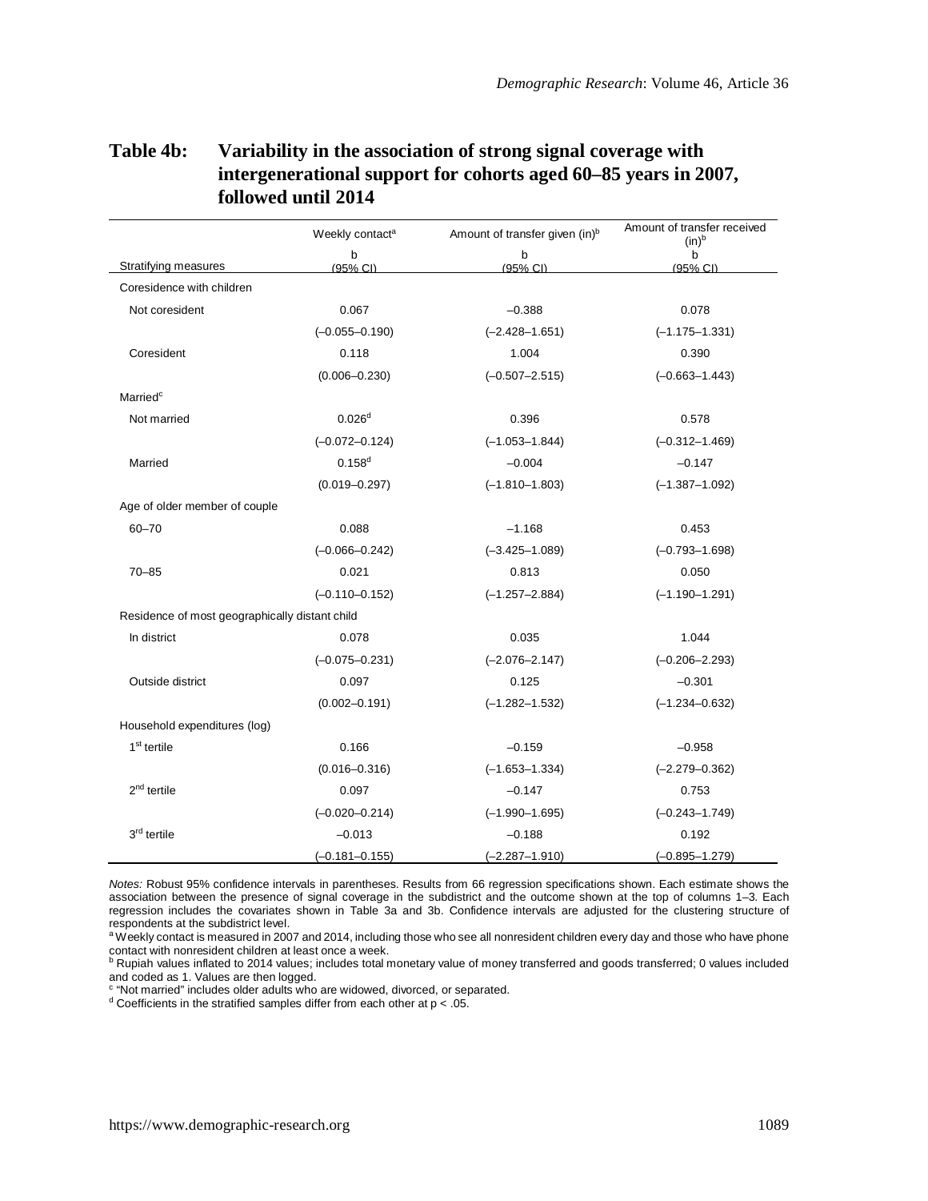**Table 4b: Variability in the association of strong signal coverage with intergenerational support for cohorts aged 60–85 years in 2007, followed until 2014**

| Stratifying measures | Weekly contact[a] b (95% CI) | Amount of transfer given (in)[b] b (95% CI) | Amount of transfer received (in)[b] b (95% CI) |
|---|---|---|---|
| Coresidence with children | | | |
| Not coresident | 0.067 | –0.388 | 0.078 |
| | (–0.055–0.190) | (–2.428–1.651) | (–1.175–1.331) |
| Coresident | 0.118 | 1.004 | 0.390 |
| | (0.006–0.230) | (–0.507–2.515) | (–0.663–1.443) |
| Married[c] | | | |
| Not married | 0.026[d] | 0.396 | 0.578 |
| | (–0.072–0.124) | (–1.053–1.844) | (–0.312–1.469) |
| Married | 0.158[d] | –0.004 | –0.147 |
| | (0.019–0.297) | (–1.810–1.803) | (–1.387–1.092) |
| Age of older member of couple | | | |
| 60–70 | 0.088 | –1.168 | 0.453 |
| | (–0.066–0.242) | (–3.425–1.089) | (–0.793–1.698) |
| 70–85 | 0.021 | 0.813 | 0.050 |
| | (–0.110–0.152) | (–1.257–2.884) | (–1.190–1.291) |
| Residence of most geographically distant child | | | |
| In district | 0.078 | 0.035 | 1.044 |
| | (–0.075–0.231) | (–2.076–2.147) | (–0.206–2.293) |
| Outside district | 0.097 | 0.125 | –0.301 |
| | (0.002–0.191) | (–1.282–1.532) | (–1.234–0.632) |
| Household expenditures (log) | | | |
| 1st tertile | 0.166 | –0.159 | –0.958 |
| | (0.016–0.316) | (–1.653–1.334) | (–2.279–0.362) |
| 2nd tertile | 0.097 | –0.147 | 0.753 |
| | (–0.020–0.214) | (–1.990–1.695) | (–0.243–1.749) |
| 3rd tertile | –0.013 | –0.188 | 0.192 |
| | (–0.181–0.155) | (–2.287–1.910) | (–0.895–1.279) |

*Notes:* Robust 95% confidence intervals in parentheses. Results from 66 regression specifications shown. Each estimate shows the association between the presence of signal coverage in the subdistrict and the outcome shown at the top of columns 1–3. Each regression includes the covariates shown in Table 3a and 3b. Confidence intervals are adjusted for the clustering structure of respondents at the subdistrict level.

[a] Weekly contact is measured in 2007 and 2014, including those who see all nonresident children every day and those who have phone contact with nonresident children at least once a week.

[b] Rupiah values inflated to 2014 values; includes total monetary value of money transferred and goods transferred; 0 values included and coded as 1. Values are then logged.

[c] "Not married" includes older adults who are widowed, divorced, or separated.

[d] Coefficients in the stratified samples differ from each other at $p < .05$.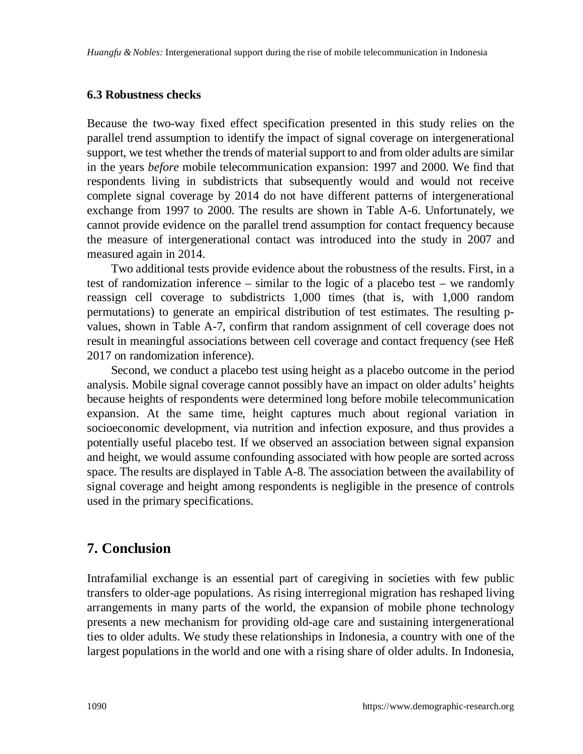### 6.3 Robustness checks

Because the two-way fixed effect specification presented in this study relies on the parallel trend assumption to identify the impact of signal coverage on intergenerational support, we test whether the trends of material support to and from older adults are similar in the years *before* mobile telecommunication expansion: 1997 and 2000. We find that respondents living in subdistricts that subsequently would and would not receive complete signal coverage by 2014 do not have different patterns of intergenerational exchange from 1997 to 2000. The results are shown in Table A-6. Unfortunately, we cannot provide evidence on the parallel trend assumption for contact frequency because the measure of intergenerational contact was introduced into the study in 2007 and measured again in 2014.

Two additional tests provide evidence about the robustness of the results. First, in a test of randomization inference – similar to the logic of a placebo test – we randomly reassign cell coverage to subdistricts 1,000 times (that is, with 1,000 random permutations) to generate an empirical distribution of test estimates. The resulting p-values, shown in Table A-7, confirm that random assignment of cell coverage does not result in meaningful associations between cell coverage and contact frequency (see Heß 2017 on randomization inference).

Second, we conduct a placebo test using height as a placebo outcome in the period analysis. Mobile signal coverage cannot possibly have an impact on older adults' heights because heights of respondents were determined long before mobile telecommunication expansion. At the same time, height captures much about regional variation in socioeconomic development, via nutrition and infection exposure, and thus provides a potentially useful placebo test. If we observed an association between signal expansion and height, we would assume confounding associated with how people are sorted across space. The results are displayed in Table A-8. The association between the availability of signal coverage and height among respondents is negligible in the presence of controls used in the primary specifications.

## 7. Conclusion

Intrafamilial exchange is an essential part of caregiving in societies with few public transfers to older-age populations. As rising interregional migration has reshaped living arrangements in many parts of the world, the expansion of mobile phone technology presents a new mechanism for providing old-age care and sustaining intergenerational ties to older adults. We study these relationships in Indonesia, a country with one of the largest populations in the world and one with a rising share of older adults. In Indonesia,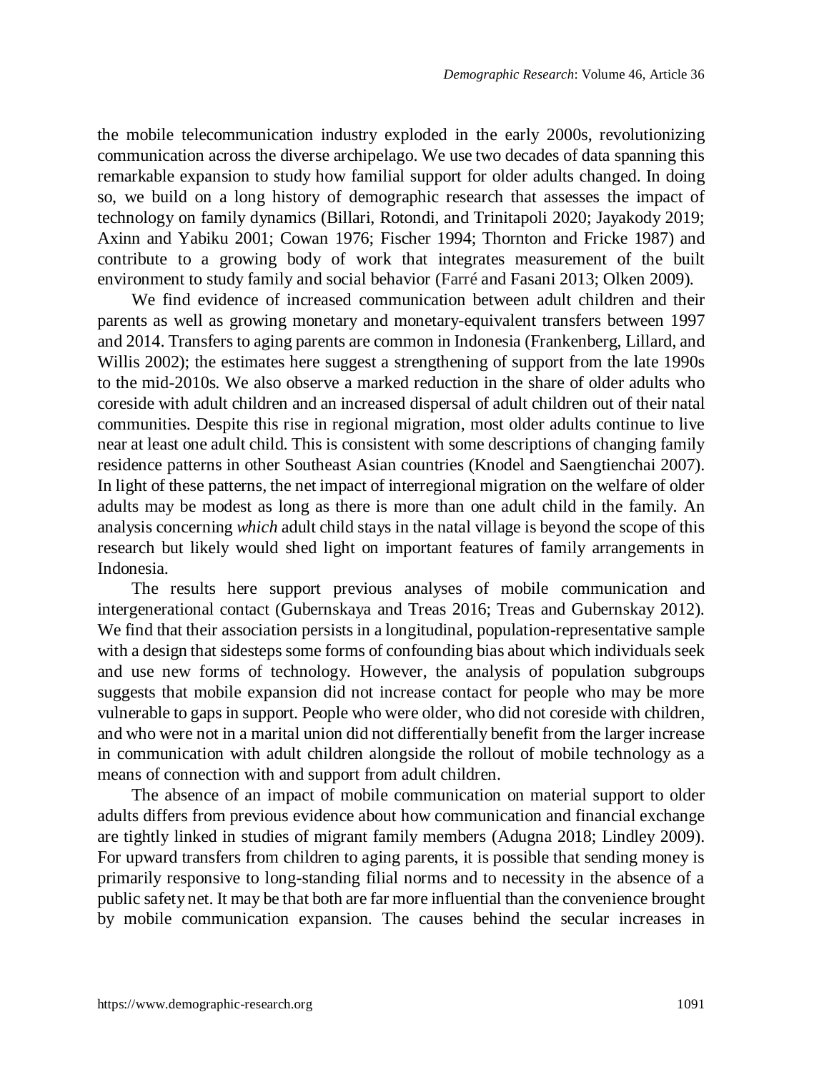the mobile telecommunication industry exploded in the early 2000s, revolutionizing communication across the diverse archipelago. We use two decades of data spanning this remarkable expansion to study how familial support for older adults changed. In doing so, we build on a long history of demographic research that assesses the impact of technology on family dynamics (Billari, Rotondi, and Trinitapoli 2020; Jayakody 2019; Axinn and Yabiku 2001; Cowan 1976; Fischer 1994; Thornton and Fricke 1987) and contribute to a growing body of work that integrates measurement of the built environment to study family and social behavior (Farré and Fasani 2013; Olken 2009).

We find evidence of increased communication between adult children and their parents as well as growing monetary and monetary-equivalent transfers between 1997 and 2014. Transfers to aging parents are common in Indonesia (Frankenberg, Lillard, and Willis 2002); the estimates here suggest a strengthening of support from the late 1990s to the mid-2010s. We also observe a marked reduction in the share of older adults who coreside with adult children and an increased dispersal of adult children out of their natal communities. Despite this rise in regional migration, most older adults continue to live near at least one adult child. This is consistent with some descriptions of changing family residence patterns in other Southeast Asian countries (Knodel and Saengtienchai 2007). In light of these patterns, the net impact of interregional migration on the welfare of older adults may be modest as long as there is more than one adult child in the family. An analysis concerning *which* adult child stays in the natal village is beyond the scope of this research but likely would shed light on important features of family arrangements in Indonesia.

The results here support previous analyses of mobile communication and intergenerational contact (Gubernskaya and Treas 2016; Treas and Gubernskay 2012). We find that their association persists in a longitudinal, population-representative sample with a design that sidesteps some forms of confounding bias about which individuals seek and use new forms of technology. However, the analysis of population subgroups suggests that mobile expansion did not increase contact for people who may be more vulnerable to gaps in support. People who were older, who did not coreside with children, and who were not in a marital union did not differentially benefit from the larger increase in communication with adult children alongside the rollout of mobile technology as a means of connection with and support from adult children.

The absence of an impact of mobile communication on material support to older adults differs from previous evidence about how communication and financial exchange are tightly linked in studies of migrant family members (Adugna 2018; Lindley 2009). For upward transfers from children to aging parents, it is possible that sending money is primarily responsive to long-standing filial norms and to necessity in the absence of a public safety net. It may be that both are far more influential than the convenience brought by mobile communication expansion. The causes behind the secular increases in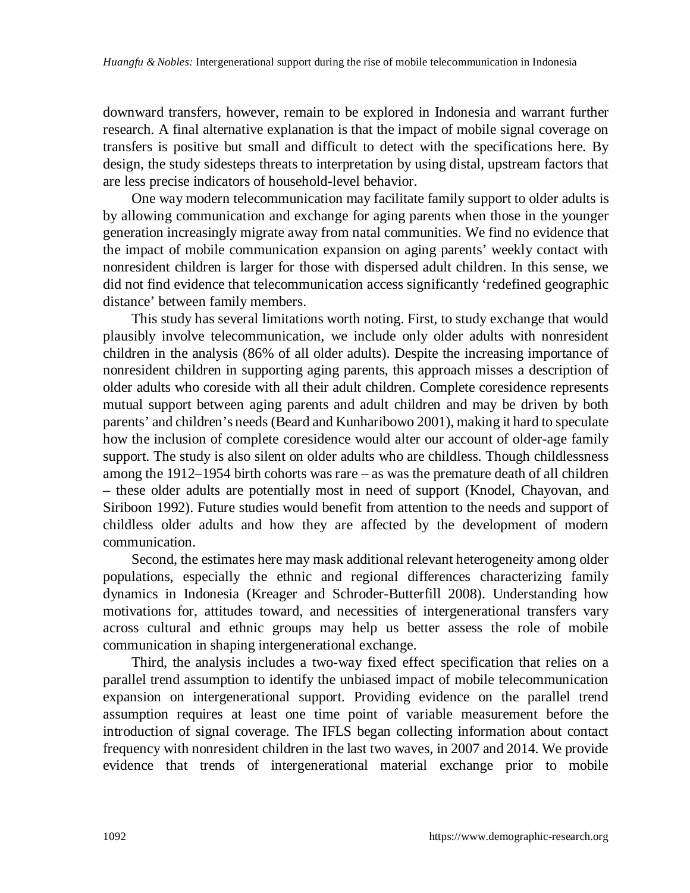downward transfers, however, remain to be explored in Indonesia and warrant further research. A final alternative explanation is that the impact of mobile signal coverage on transfers is positive but small and difficult to detect with the specifications here. By design, the study sidesteps threats to interpretation by using distal, upstream factors that are less precise indicators of household-level behavior.

One way modern telecommunication may facilitate family support to older adults is by allowing communication and exchange for aging parents when those in the younger generation increasingly migrate away from natal communities. We find no evidence that the impact of mobile communication expansion on aging parents' weekly contact with nonresident children is larger for those with dispersed adult children. In this sense, we did not find evidence that telecommunication access significantly 'redefined geographic distance' between family members.

This study has several limitations worth noting. First, to study exchange that would plausibly involve telecommunication, we include only older adults with nonresident children in the analysis (86% of all older adults). Despite the increasing importance of nonresident children in supporting aging parents, this approach misses a description of older adults who coreside with all their adult children. Complete coresidence represents mutual support between aging parents and adult children and may be driven by both parents' and children's needs (Beard and Kunharibowo 2001), making it hard to speculate how the inclusion of complete coresidence would alter our account of older-age family support. The study is also silent on older adults who are childless. Though childlessness among the 1912–1954 birth cohorts was rare – as was the premature death of all children – these older adults are potentially most in need of support (Knodel, Chayovan, and Siriboon 1992). Future studies would benefit from attention to the needs and support of childless older adults and how they are affected by the development of modern communication.

Second, the estimates here may mask additional relevant heterogeneity among older populations, especially the ethnic and regional differences characterizing family dynamics in Indonesia (Kreager and Schroder-Butterfill 2008). Understanding how motivations for, attitudes toward, and necessities of intergenerational transfers vary across cultural and ethnic groups may help us better assess the role of mobile communication in shaping intergenerational exchange.

Third, the analysis includes a two-way fixed effect specification that relies on a parallel trend assumption to identify the unbiased impact of mobile telecommunication expansion on intergenerational support. Providing evidence on the parallel trend assumption requires at least one time point of variable measurement before the introduction of signal coverage. The IFLS began collecting information about contact frequency with nonresident children in the last two waves, in 2007 and 2014. We provide evidence that trends of intergenerational material exchange prior to mobile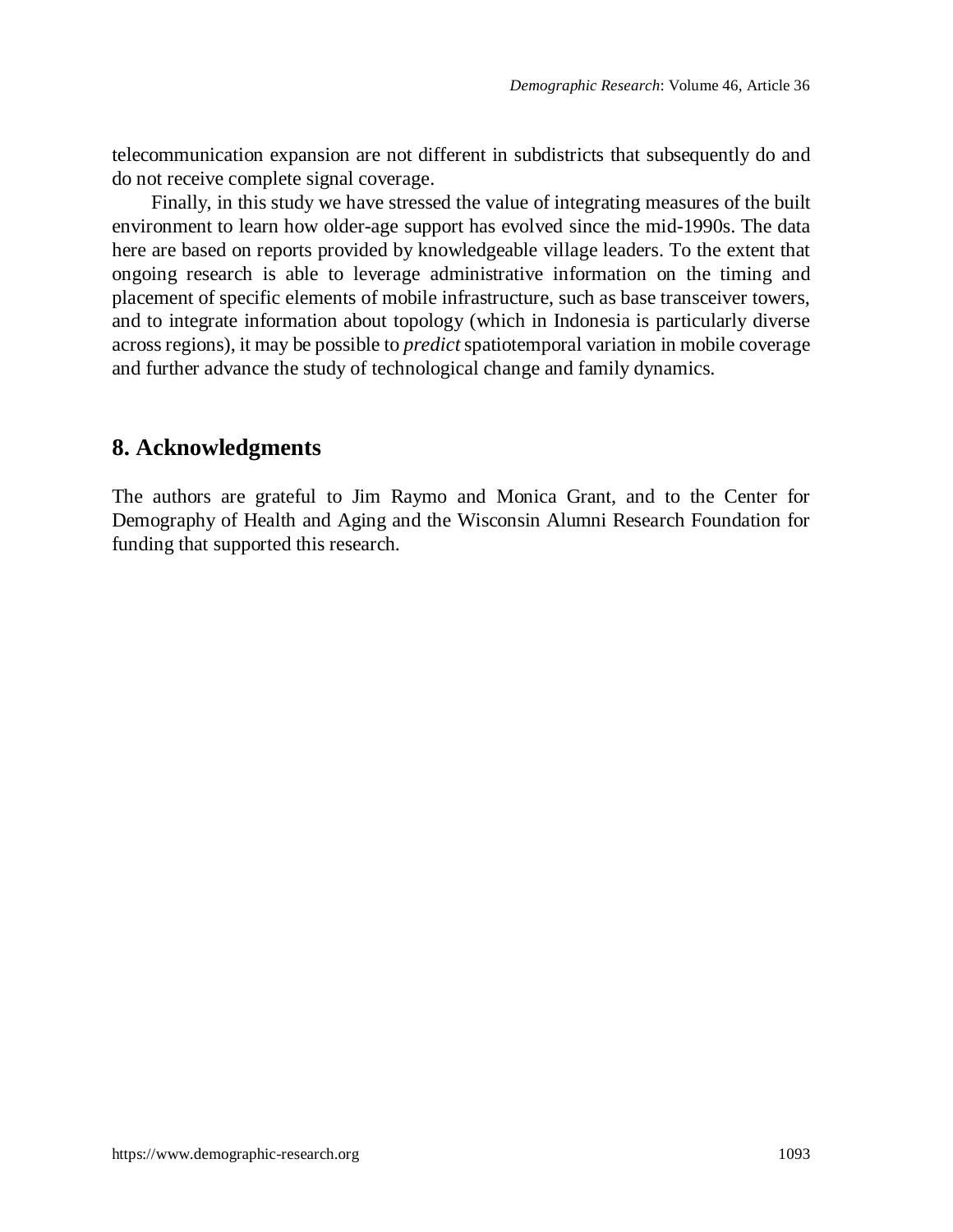telecommunication expansion are not different in subdistricts that subsequently do and do not receive complete signal coverage.

Finally, in this study we have stressed the value of integrating measures of the built environment to learn how older-age support has evolved since the mid-1990s. The data here are based on reports provided by knowledgeable village leaders. To the extent that ongoing research is able to leverage administrative information on the timing and placement of specific elements of mobile infrastructure, such as base transceiver towers, and to integrate information about topology (which in Indonesia is particularly diverse across regions), it may be possible to *predict* spatiotemporal variation in mobile coverage and further advance the study of technological change and family dynamics.

## 8. Acknowledgments

The authors are grateful to Jim Raymo and Monica Grant, and to the Center for Demography of Health and Aging and the Wisconsin Alumni Research Foundation for funding that supported this research.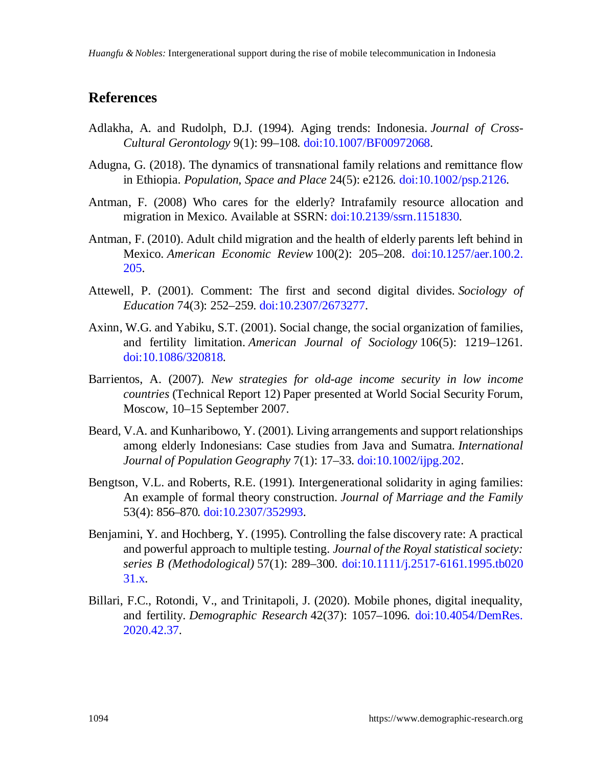## References

Adlakha, A. and Rudolph, D.J. (1994). Aging trends: Indonesia. *Journal of Cross-Cultural Gerontology* 9(1): 99–108. doi:10.1007/BF00972068.

Adugna, G. (2018). The dynamics of transnational family relations and remittance flow in Ethiopia. *Population, Space and Place* 24(5): e2126. doi:10.1002/psp.2126.

Antman, F. (2008) Who cares for the elderly? Intrafamily resource allocation and migration in Mexico. Available at SSRN: doi:10.2139/ssrn.1151830.

Antman, F. (2010). Adult child migration and the health of elderly parents left behind in Mexico. *American Economic Review* 100(2): 205–208. doi:10.1257/aer.100.2.205.

Attewell, P. (2001). Comment: The first and second digital divides. *Sociology of Education* 74(3): 252–259. doi:10.2307/2673277.

Axinn, W.G. and Yabiku, S.T. (2001). Social change, the social organization of families, and fertility limitation. *American Journal of Sociology* 106(5): 1219–1261. doi:10.1086/320818.

Barrientos, A. (2007). *New strategies for old-age income security in low income countries* (Technical Report 12) Paper presented at World Social Security Forum, Moscow, 10–15 September 2007.

Beard, V.A. and Kunharibowo, Y. (2001). Living arrangements and support relationships among elderly Indonesians: Case studies from Java and Sumatra. *International Journal of Population Geography* 7(1): 17–33. doi:10.1002/ijpg.202.

Bengtson, V.L. and Roberts, R.E. (1991). Intergenerational solidarity in aging families: An example of formal theory construction. *Journal of Marriage and the Family* 53(4): 856–870. doi:10.2307/352993.

Benjamini, Y. and Hochberg, Y. (1995). Controlling the false discovery rate: A practical and powerful approach to multiple testing. *Journal of the Royal statistical society: series B (Methodological)* 57(1): 289–300. doi:10.1111/j.2517-6161.1995.tb02031.x.

Billari, F.C., Rotondi, V., and Trinitapoli, J. (2020). Mobile phones, digital inequality, and fertility. *Demographic Research* 42(37): 1057–1096. doi:10.4054/DemRes.2020.42.37.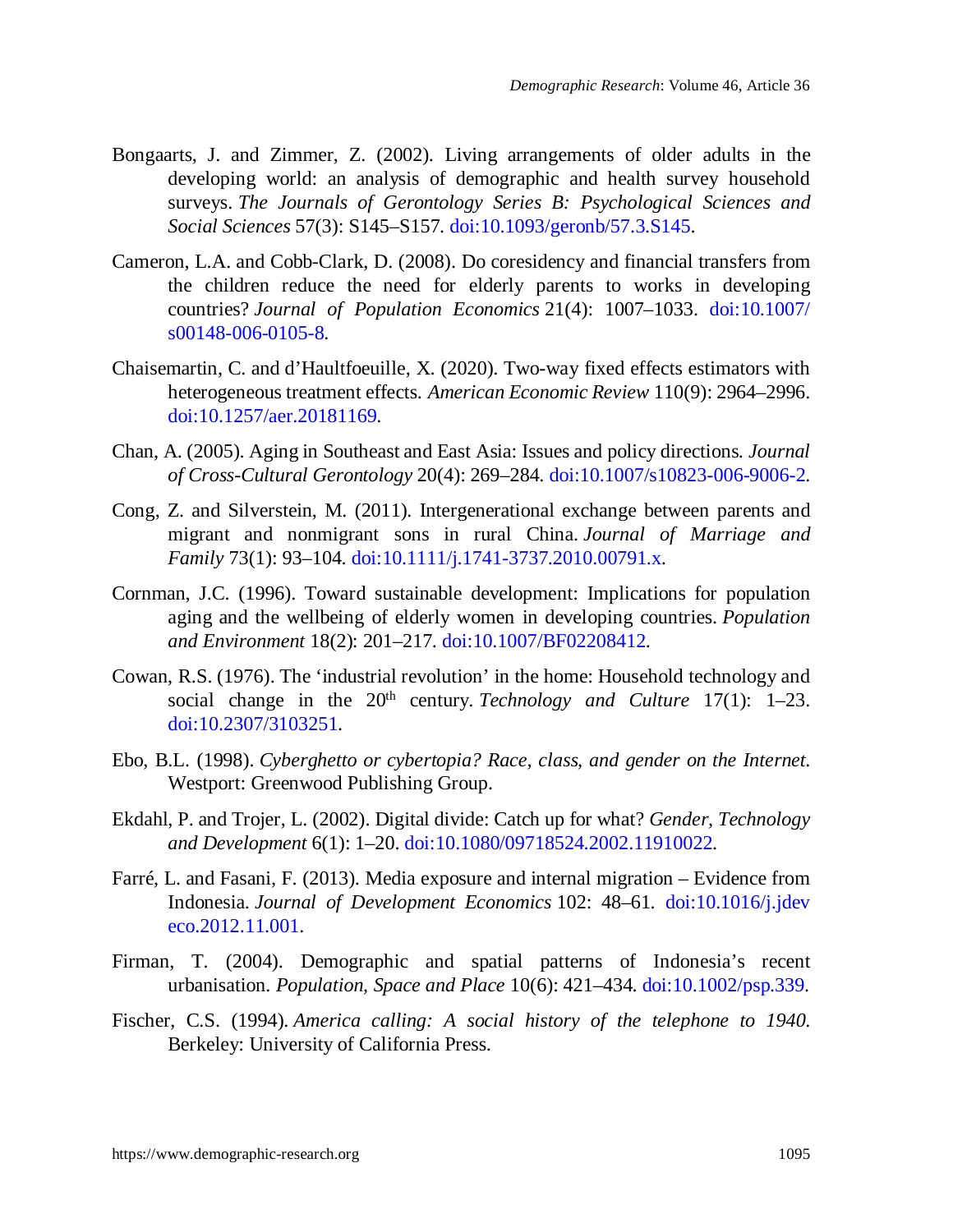Bongaarts, J. and Zimmer, Z. (2002). Living arrangements of older adults in the developing world: an analysis of demographic and health survey household surveys. *The Journals of Gerontology Series B: Psychological Sciences and Social Sciences* 57(3): S145–S157. doi:10.1093/geronb/57.3.S145.

Cameron, L.A. and Cobb-Clark, D. (2008). Do coresidency and financial transfers from the children reduce the need for elderly parents to works in developing countries? *Journal of Population Economics* 21(4): 1007–1033. doi:10.1007/s00148-006-0105-8.

Chaisemartin, C. and d'Haultfoeuille, X. (2020). Two-way fixed effects estimators with heterogeneous treatment effects. *American Economic Review* 110(9): 2964–2996. doi:10.1257/aer.20181169.

Chan, A. (2005). Aging in Southeast and East Asia: Issues and policy directions. *Journal of Cross-Cultural Gerontology* 20(4): 269–284. doi:10.1007/s10823-006-9006-2.

Cong, Z. and Silverstein, M. (2011). Intergenerational exchange between parents and migrant and nonmigrant sons in rural China. *Journal of Marriage and Family* 73(1): 93–104. doi:10.1111/j.1741-3737.2010.00791.x.

Cornman, J.C. (1996). Toward sustainable development: Implications for population aging and the wellbeing of elderly women in developing countries. *Population and Environment* 18(2): 201–217. doi:10.1007/BF02208412.

Cowan, R.S. (1976). The 'industrial revolution' in the home: Household technology and social change in the 20th century. *Technology and Culture* 17(1): 1–23. doi:10.2307/3103251.

Ebo, B.L. (1998). *Cyberghetto or cybertopia? Race, class, and gender on the Internet*. Westport: Greenwood Publishing Group.

Ekdahl, P. and Trojer, L. (2002). Digital divide: Catch up for what? *Gender, Technology and Development* 6(1): 1–20. doi:10.1080/09718524.2002.11910022.

Farré, L. and Fasani, F. (2013). Media exposure and internal migration – Evidence from Indonesia. *Journal of Development Economics* 102: 48–61. doi:10.1016/j.jdeveco.2012.11.001.

Firman, T. (2004). Demographic and spatial patterns of Indonesia's recent urbanisation. *Population, Space and Place* 10(6): 421–434. doi:10.1002/psp.339.

Fischer, C.S. (1994). *America calling: A social history of the telephone to 1940*. Berkeley: University of California Press.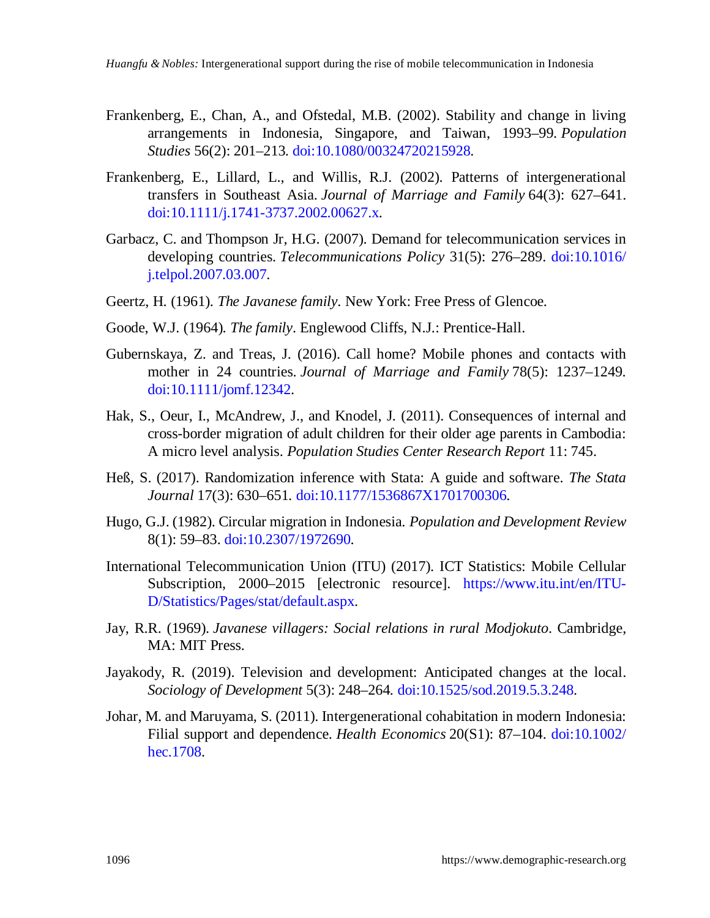Frankenberg, E., Chan, A., and Ofstedal, M.B. (2002). Stability and change in living arrangements in Indonesia, Singapore, and Taiwan, 1993–99. *Population Studies* 56(2): 201–213. doi:10.1080/00324720215928.

Frankenberg, E., Lillard, L., and Willis, R.J. (2002). Patterns of intergenerational transfers in Southeast Asia. *Journal of Marriage and Family* 64(3): 627–641. doi:10.1111/j.1741-3737.2002.00627.x.

Garbacz, C. and Thompson Jr, H.G. (2007). Demand for telecommunication services in developing countries. *Telecommunications Policy* 31(5): 276–289. doi:10.1016/j.telpol.2007.03.007.

Geertz, H. (1961). *The Javanese family*. New York: Free Press of Glencoe.

Goode, W.J. (1964). *The family*. Englewood Cliffs, N.J.: Prentice-Hall.

Gubernskaya, Z. and Treas, J. (2016). Call home? Mobile phones and contacts with mother in 24 countries. *Journal of Marriage and Family* 78(5): 1237–1249. doi:10.1111/jomf.12342.

Hak, S., Oeur, I., McAndrew, J., and Knodel, J. (2011). Consequences of internal and cross-border migration of adult children for their older age parents in Cambodia: A micro level analysis. *Population Studies Center Research Report* 11: 745.

Heß, S. (2017). Randomization inference with Stata: A guide and software. *The Stata Journal* 17(3): 630–651. doi:10.1177/1536867X1701700306.

Hugo, G.J. (1982). Circular migration in Indonesia. *Population and Development Review* 8(1): 59–83. doi:10.2307/1972690.

International Telecommunication Union (ITU) (2017). ICT Statistics: Mobile Cellular Subscription, 2000–2015 [electronic resource]. https://www.itu.int/en/ITU-D/Statistics/Pages/stat/default.aspx.

Jay, R.R. (1969). *Javanese villagers: Social relations in rural Modjokuto*. Cambridge, MA: MIT Press.

Jayakody, R. (2019). Television and development: Anticipated changes at the local. *Sociology of Development* 5(3): 248–264. doi:10.1525/sod.2019.5.3.248.

Johar, M. and Maruyama, S. (2011). Intergenerational cohabitation in modern Indonesia: Filial support and dependence. *Health Economics* 20(S1): 87–104. doi:10.1002/hec.1708.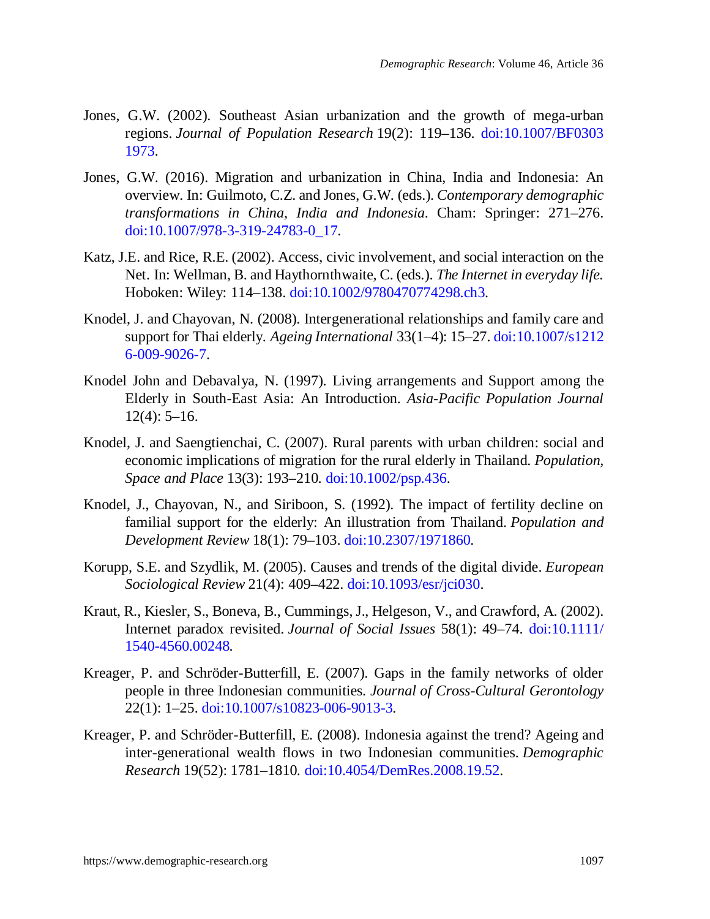Jones, G.W. (2002). Southeast Asian urbanization and the growth of mega-urban regions. *Journal of Population Research* 19(2): 119–136. doi:10.1007/BF03031973.

Jones, G.W. (2016). Migration and urbanization in China, India and Indonesia: An overview. In: Guilmoto, C.Z. and Jones, G.W. (eds.). *Contemporary demographic transformations in China, India and Indonesia*. Cham: Springer: 271–276. doi:10.1007/978-3-319-24783-0_17.

Katz, J.E. and Rice, R.E. (2002). Access, civic involvement, and social interaction on the Net. In: Wellman, B. and Haythornthwaite, C. (eds.). *The Internet in everyday life.* Hoboken: Wiley: 114–138. doi:10.1002/9780470774298.ch3.

Knodel, J. and Chayovan, N. (2008). Intergenerational relationships and family care and support for Thai elderly. *Ageing International* 33(1–4): 15–27. doi:10.1007/s12126-009-9026-7.

Knodel John and Debavalya, N. (1997). Living arrangements and Support among the Elderly in South-East Asia: An Introduction. *Asia-Pacific Population Journal* 12(4): 5–16.

Knodel, J. and Saengtienchai, C. (2007). Rural parents with urban children: social and economic implications of migration for the rural elderly in Thailand. *Population, Space and Place* 13(3): 193–210. doi:10.1002/psp.436.

Knodel, J., Chayovan, N., and Siriboon, S. (1992). The impact of fertility decline on familial support for the elderly: An illustration from Thailand. *Population and Development Review* 18(1): 79–103. doi:10.2307/1971860.

Korupp, S.E. and Szydlik, M. (2005). Causes and trends of the digital divide. *European Sociological Review* 21(4): 409–422. doi:10.1093/esr/jci030.

Kraut, R., Kiesler, S., Boneva, B., Cummings, J., Helgeson, V., and Crawford, A. (2002). Internet paradox revisited. *Journal of Social Issues* 58(1): 49–74. doi:10.1111/1540-4560.00248.

Kreager, P. and Schröder-Butterfill, E. (2007). Gaps in the family networks of older people in three Indonesian communities. *Journal of Cross-Cultural Gerontology* 22(1): 1–25. doi:10.1007/s10823-006-9013-3.

Kreager, P. and Schröder-Butterfill, E. (2008). Indonesia against the trend? Ageing and inter-generational wealth flows in two Indonesian communities. *Demographic Research* 19(52): 1781–1810. doi:10.4054/DemRes.2008.19.52.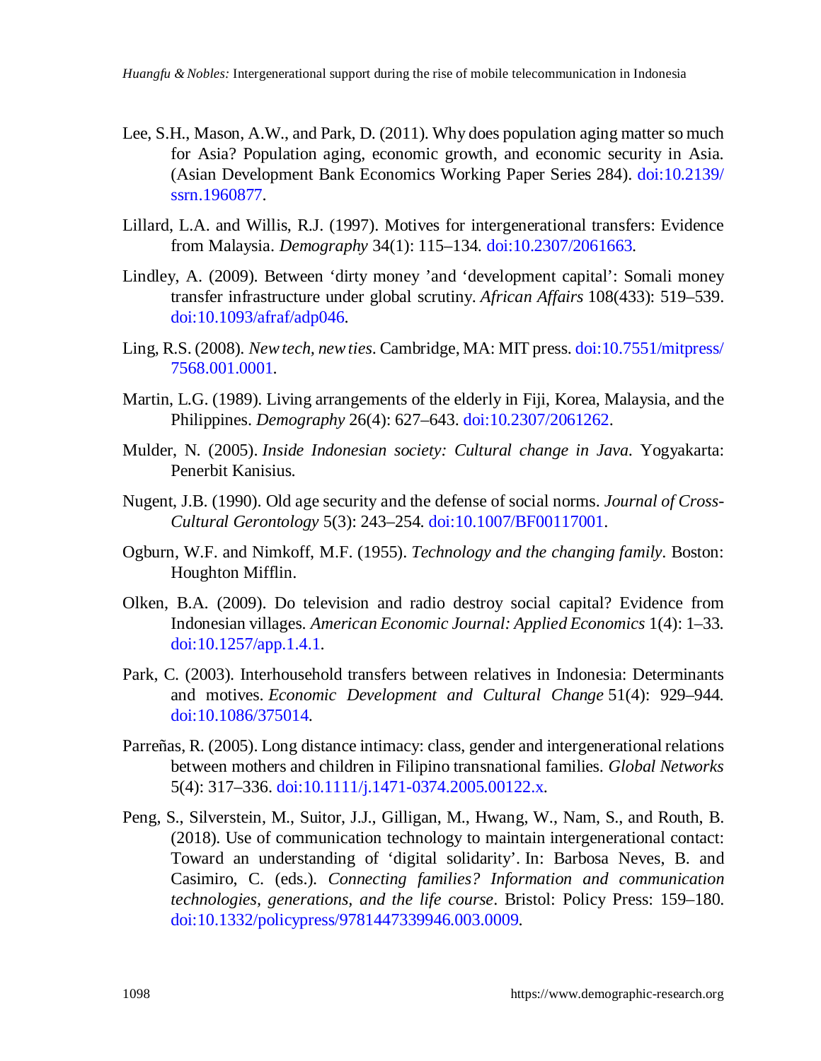Lee, S.H., Mason, A.W., and Park, D. (2011). Why does population aging matter so much for Asia? Population aging, economic growth, and economic security in Asia. (Asian Development Bank Economics Working Paper Series 284). doi:10.2139/ssrn.1960877.

Lillard, L.A. and Willis, R.J. (1997). Motives for intergenerational transfers: Evidence from Malaysia. *Demography* 34(1): 115–134. doi:10.2307/2061663.

Lindley, A. (2009). Between 'dirty money 'and 'development capital': Somali money transfer infrastructure under global scrutiny. *African Affairs* 108(433): 519–539. doi:10.1093/afraf/adp046.

Ling, R.S. (2008). *New tech, new ties*. Cambridge, MA: MIT press. doi:10.7551/mitpress/7568.001.0001.

Martin, L.G. (1989). Living arrangements of the elderly in Fiji, Korea, Malaysia, and the Philippines. *Demography* 26(4): 627–643. doi:10.2307/2061262.

Mulder, N. (2005). *Inside Indonesian society: Cultural change in Java*. Yogyakarta: Penerbit Kanisius.

Nugent, J.B. (1990). Old age security and the defense of social norms. *Journal of Cross-Cultural Gerontology* 5(3): 243–254. doi:10.1007/BF00117001.

Ogburn, W.F. and Nimkoff, M.F. (1955). *Technology and the changing family*. Boston: Houghton Mifflin.

Olken, B.A. (2009). Do television and radio destroy social capital? Evidence from Indonesian villages. *American Economic Journal: Applied Economics* 1(4): 1–33. doi:10.1257/app.1.4.1.

Park, C. (2003). Interhousehold transfers between relatives in Indonesia: Determinants and motives. *Economic Development and Cultural Change* 51(4): 929–944. doi:10.1086/375014.

Parreñas, R. (2005). Long distance intimacy: class, gender and intergenerational relations between mothers and children in Filipino transnational families. *Global Networks* 5(4): 317–336. doi:10.1111/j.1471-0374.2005.00122.x.

Peng, S., Silverstein, M., Suitor, J.J., Gilligan, M., Hwang, W., Nam, S., and Routh, B. (2018). Use of communication technology to maintain intergenerational contact: Toward an understanding of 'digital solidarity'. In: Barbosa Neves, B. and Casimiro, C. (eds.). *Connecting families? Information and communication technologies, generations, and the life course*. Bristol: Policy Press: 159–180. doi:10.1332/policypress/9781447339946.003.0009.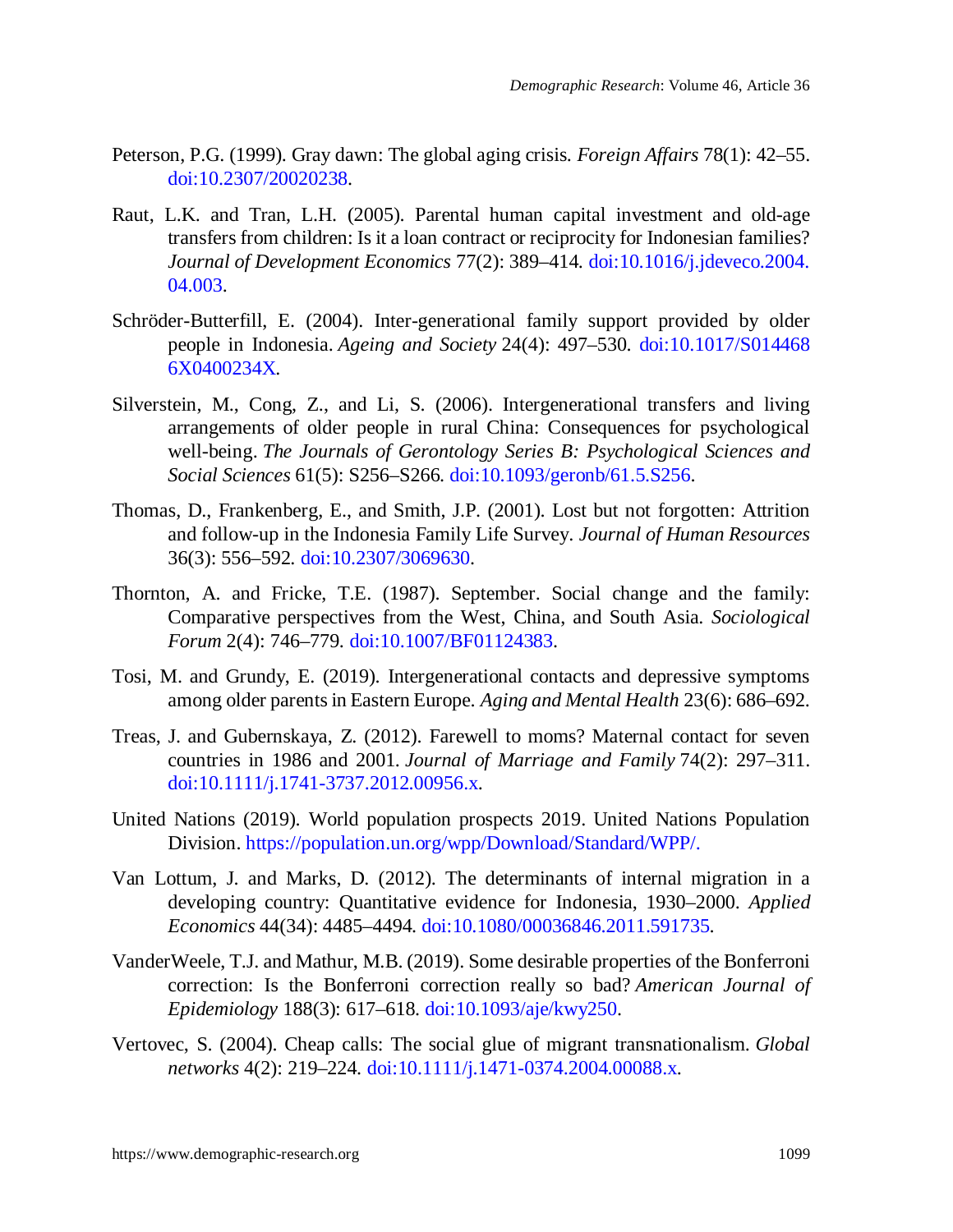Peterson, P.G. (1999). Gray dawn: The global aging crisis. *Foreign Affairs* 78(1): 42–55. doi:10.2307/20020238.

Raut, L.K. and Tran, L.H. (2005). Parental human capital investment and old-age transfers from children: Is it a loan contract or reciprocity for Indonesian families? *Journal of Development Economics* 77(2): 389–414. doi:10.1016/j.jdeveco.2004.04.003.

Schröder-Butterfill, E. (2004). Inter-generational family support provided by older people in Indonesia. *Ageing and Society* 24(4): 497–530. doi:10.1017/S0144686X0400234X.

Silverstein, M., Cong, Z., and Li, S. (2006). Intergenerational transfers and living arrangements of older people in rural China: Consequences for psychological well-being. *The Journals of Gerontology Series B: Psychological Sciences and Social Sciences* 61(5): S256–S266. doi:10.1093/geronb/61.5.S256.

Thomas, D., Frankenberg, E., and Smith, J.P. (2001). Lost but not forgotten: Attrition and follow-up in the Indonesia Family Life Survey. *Journal of Human Resources* 36(3): 556–592. doi:10.2307/3069630.

Thornton, A. and Fricke, T.E. (1987). September. Social change and the family: Comparative perspectives from the West, China, and South Asia. *Sociological Forum* 2(4): 746–779. doi:10.1007/BF01124383.

Tosi, M. and Grundy, E. (2019). Intergenerational contacts and depressive symptoms among older parents in Eastern Europe. *Aging and Mental Health* 23(6): 686–692.

Treas, J. and Gubernskaya, Z. (2012). Farewell to moms? Maternal contact for seven countries in 1986 and 2001. *Journal of Marriage and Family* 74(2): 297–311. doi:10.1111/j.1741-3737.2012.00956.x.

United Nations (2019). World population prospects 2019. United Nations Population Division. https://population.un.org/wpp/Download/Standard/WPP/.

Van Lottum, J. and Marks, D. (2012). The determinants of internal migration in a developing country: Quantitative evidence for Indonesia, 1930–2000. *Applied Economics* 44(34): 4485–4494. doi:10.1080/00036846.2011.591735.

VanderWeele, T.J. and Mathur, M.B. (2019). Some desirable properties of the Bonferroni correction: Is the Bonferroni correction really so bad? *American Journal of Epidemiology* 188(3): 617–618. doi:10.1093/aje/kwy250.

Vertovec, S. (2004). Cheap calls: The social glue of migrant transnationalism. *Global networks* 4(2): 219–224. doi:10.1111/j.1471-0374.2004.00088.x.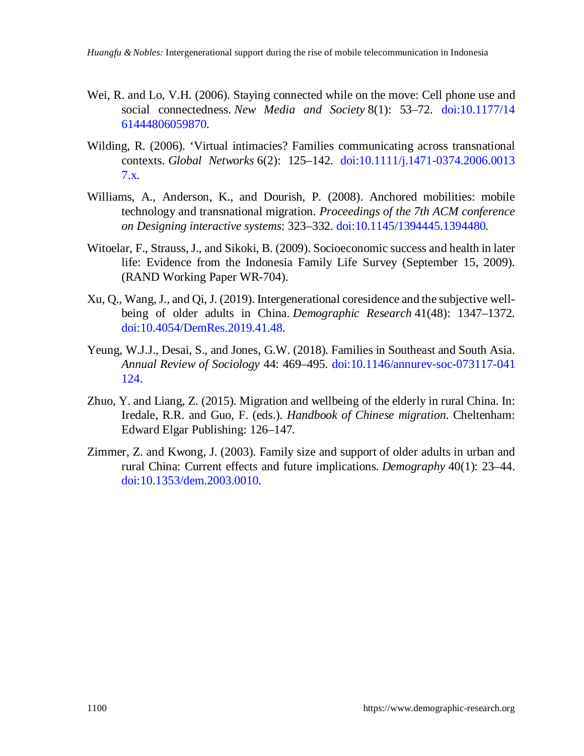Wei, R. and Lo, V.H. (2006). Staying connected while on the move: Cell phone use and social connectedness. *New Media and Society* 8(1): 53–72. doi:10.1177/1461444806059870.

Wilding, R. (2006). 'Virtual intimacies? Families communicating across transnational contexts. *Global Networks* 6(2): 125–142. doi:10.1111/j.1471-0374.2006.00137.x.

Williams, A., Anderson, K., and Dourish, P. (2008). Anchored mobilities: mobile technology and transnational migration. *Proceedings of the 7th ACM conference on Designing interactive systems*: 323–332. doi:10.1145/1394445.1394480.

Witoelar, F., Strauss, J., and Sikoki, B. (2009). Socioeconomic success and health in later life: Evidence from the Indonesia Family Life Survey (September 15, 2009). (RAND Working Paper WR-704).

Xu, Q., Wang, J., and Qi, J. (2019). Intergenerational coresidence and the subjective well-being of older adults in China. *Demographic Research* 41(48): 1347–1372. doi:10.4054/DemRes.2019.41.48.

Yeung, W.J.J., Desai, S., and Jones, G.W. (2018). Families in Southeast and South Asia. *Annual Review of Sociology* 44: 469–495. doi:10.1146/annurev-soc-073117-041124.

Zhuo, Y. and Liang, Z. (2015). Migration and wellbeing of the elderly in rural China. In: Iredale, R.R. and Guo, F. (eds.). *Handbook of Chinese migration*. Cheltenham: Edward Elgar Publishing: 126–147.

Zimmer, Z. and Kwong, J. (2003). Family size and support of older adults in urban and rural China: Current effects and future implications. *Demography* 40(1): 23–44. doi:10.1353/dem.2003.0010.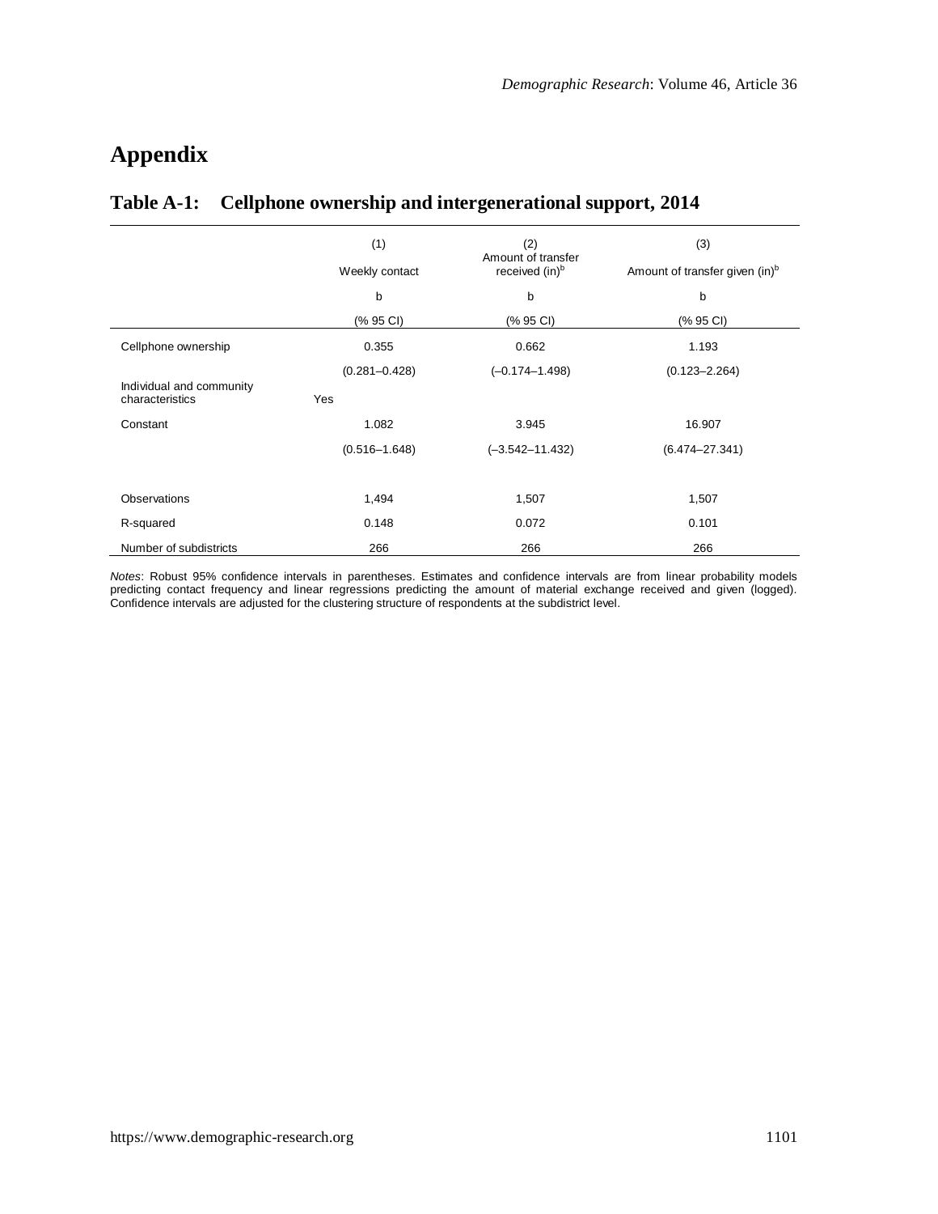# Appendix

## Table A-1: Cellphone ownership and intergenerational support, 2014

| | (1) | (2) | (3) |
|---|---|---|---|
| | Weekly contact | Amount of transfer received (ln)[b] | Amount of transfer given (ln)[b] |
| | b | b | b |
| | (% 95 CI) | (% 95 CI) | (% 95 CI) |
| Cellphone ownership | 0.355 | 0.662 | 1.193 |
| | (0.281–0.428) | (–0.174–1.498) | (0.123–2.264) |
| Individual and community characteristics | Yes | | |
| Constant | 1.082 | 3.945 | 16.907 |
| | (0.516–1.648) | (–3.542–11.432) | (6.474–27.341) |
| Observations | 1,494 | 1,507 | 1,507 |
| R-squared | 0.148 | 0.072 | 0.101 |
| Number of subdistricts | 266 | 266 | 266 |

*Notes*: Robust 95% confidence intervals in parentheses. Estimates and confidence intervals are from linear probability models predicting contact frequency and linear regressions predicting the amount of material exchange received and given (logged). Confidence intervals are adjusted for the clustering structure of respondents at the subdistrict level.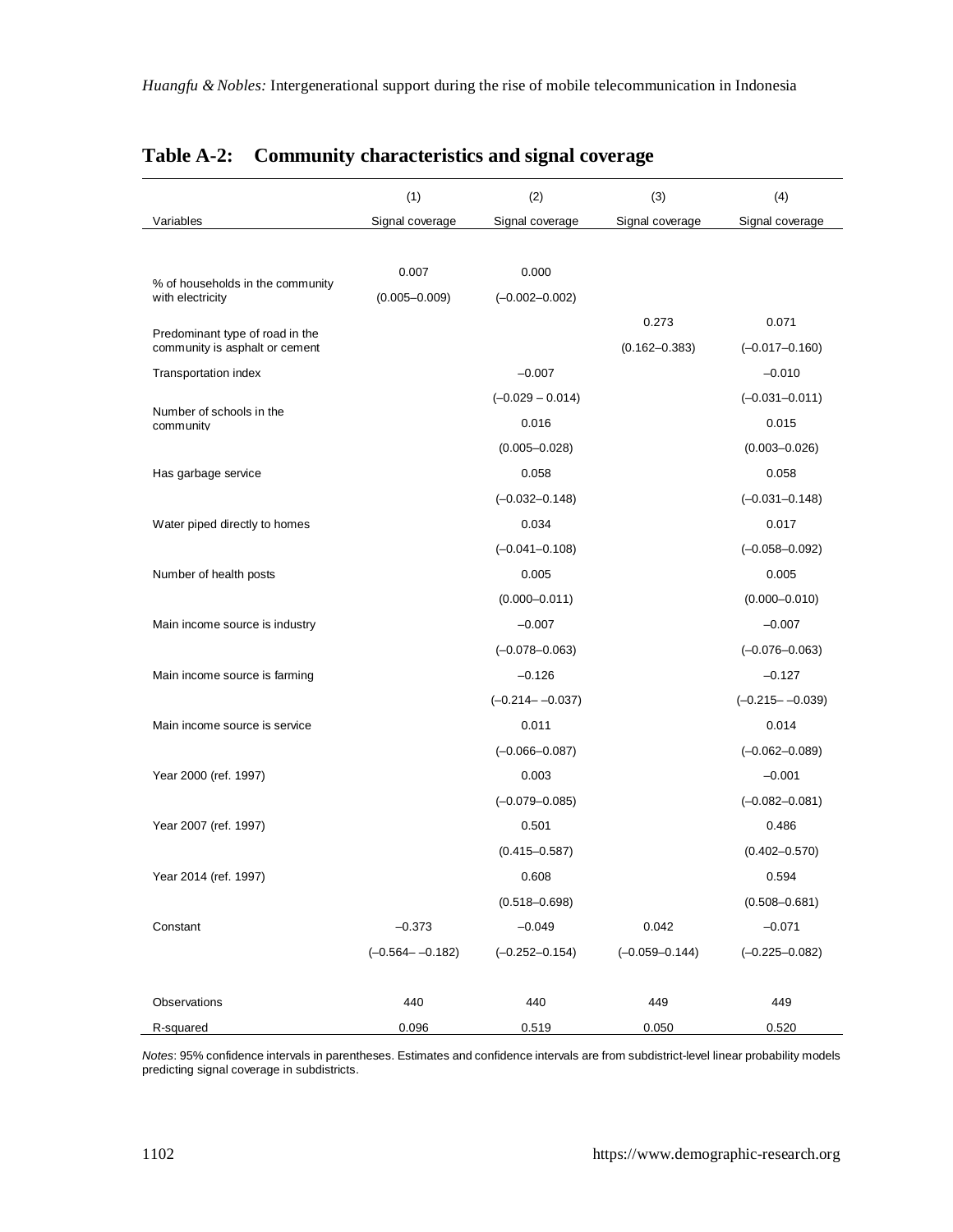## Table A-2: Community characteristics and signal coverage

| Variables | (1) Signal coverage | (2) Signal coverage | (3) Signal coverage | (4) Signal coverage |
|---|---|---|---|---|
| % of households in the community with electricity | 0.007 | 0.000 | | |
| | (0.005–0.009) | (–0.002–0.002) | | |
| Predominant type of road in the community is asphalt or cement | | | 0.273 | 0.071 |
| | | | (0.162–0.383) | (–0.017–0.160) |
| Transportation index | | –0.007 | | –0.010 |
| | | (–0.029 – 0.014) | | (–0.031–0.011) |
| Number of schools in the community | | 0.016 | | 0.015 |
| | | (0.005–0.028) | | (0.003–0.026) |
| Has garbage service | | 0.058 | | 0.058 |
| | | (–0.032–0.148) | | (–0.031–0.148) |
| Water piped directly to homes | | 0.034 | | 0.017 |
| | | (–0.041–0.108) | | (–0.058–0.092) |
| Number of health posts | | 0.005 | | 0.005 |
| | | (0.000–0.011) | | (0.000–0.010) |
| Main income source is industry | | –0.007 | | –0.007 |
| | | (–0.078–0.063) | | (–0.076–0.063) |
| Main income source is farming | | –0.126 | | –0.127 |
| | | (–0.214– –0.037) | | (–0.215– –0.039) |
| Main income source is service | | 0.011 | | 0.014 |
| | | (–0.066–0.087) | | (–0.062–0.089) |
| Year 2000 (ref. 1997) | | 0.003 | | –0.001 |
| | | (–0.079–0.085) | | (–0.082–0.081) |
| Year 2007 (ref. 1997) | | 0.501 | | 0.486 |
| | | (0.415–0.587) | | (0.402–0.570) |
| Year 2014 (ref. 1997) | | 0.608 | | 0.594 |
| | | (0.518–0.698) | | (0.508–0.681) |
| Constant | –0.373 | –0.049 | 0.042 | –0.071 |
| | (–0.564– –0.182) | (–0.252–0.154) | (–0.059–0.144) | (–0.225–0.082) |
| Observations | 440 | 440 | 449 | 449 |
| R-squared | 0.096 | 0.519 | 0.050 | 0.520 |

*Notes*: 95% confidence intervals in parentheses. Estimates and confidence intervals are from subdistrict-level linear probability models predicting signal coverage in subdistricts.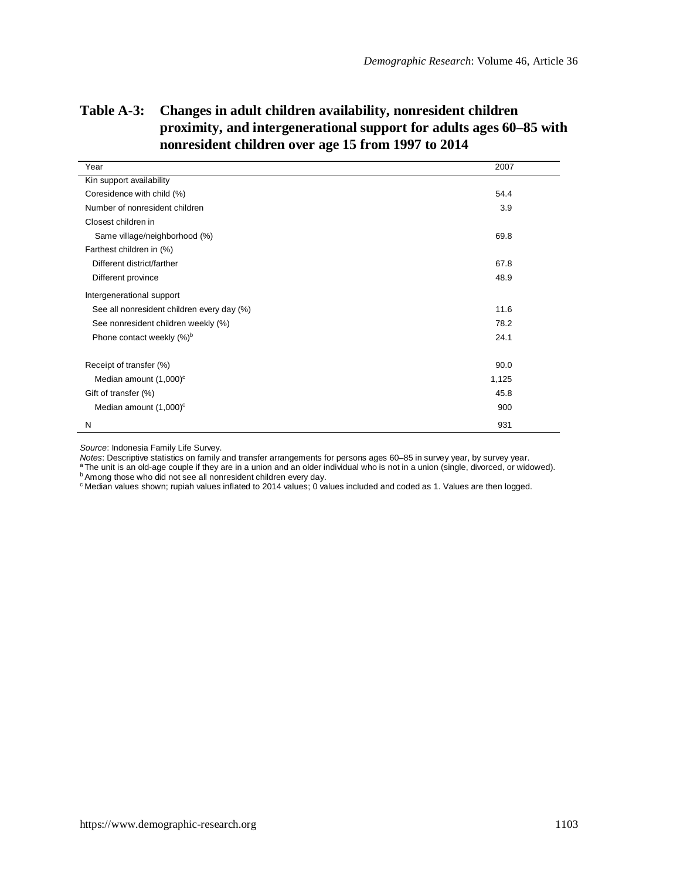**Table A-3: Changes in adult children availability, nonresident children proximity, and intergenerational support for adults ages 60–85 with nonresident children over age 15 from 1997 to 2014**

| Year | 2007 |
|---|---|
| Kin support availability | |
| Coresidence with child (%) | 54.4 |
| Number of nonresident children | 3.9 |
| Closest children in | |
| Same village/neighborhood (%) | 69.8 |
| Farthest children in (%) | |
| Different district/farther | 67.8 |
| Different province | 48.9 |
| Intergenerational support | |
| See all nonresident children every day (%) | 11.6 |
| See nonresident children weekly (%) | 78.2 |
| Phone contact weekly (%)[b] | 24.1 |
| Receipt of transfer (%) | 90.0 |
| Median amount (1,000)[c] | 1,125 |
| Gift of transfer (%) | 45.8 |
| Median amount (1,000)[c] | 900 |
| N | 931 |

*Source*: Indonesia Family Life Survey.

*Notes*: Descriptive statistics on family and transfer arrangements for persons ages 60–85 in survey year, by survey year.

[a] The unit is an old-age couple if they are in a union and an older individual who is not in a union (single, divorced, or widowed).

[b] Among those who did not see all nonresident children every day.

[c] Median values shown; rupiah values inflated to 2014 values; 0 values included and coded as 1. Values are then logged.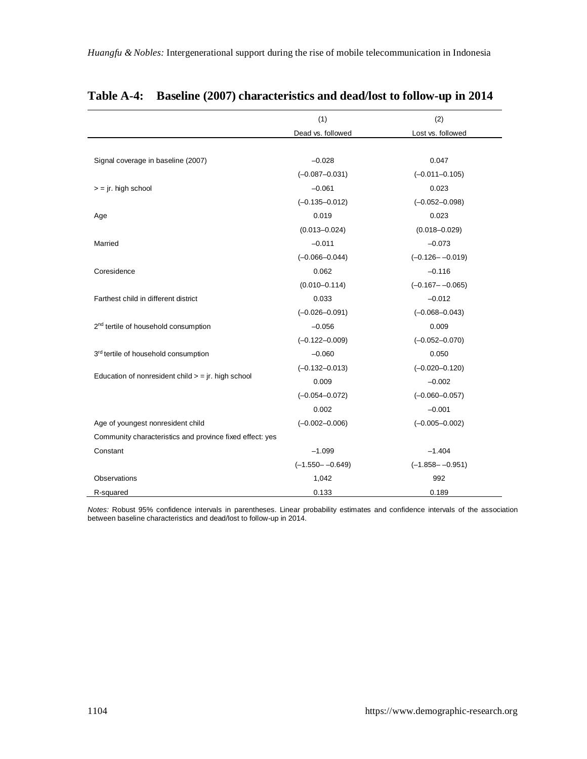**Table A-4: Baseline (2007) characteristics and dead/lost to follow-up in 2014**

| | (1) | (2) |
|---|---|---|
| | Dead vs. followed | Lost vs. followed |
| Signal coverage in baseline (2007) | –0.028 | 0.047 |
| | (–0.087–0.031) | (–0.011–0.105) |
| > = jr. high school | –0.061 | 0.023 |
| | (–0.135–0.012) | (–0.052–0.098) |
| Age | 0.019 | 0.023 |
| | (0.013–0.024) | (0.018–0.029) |
| Married | –0.011 | –0.073 |
| | (–0.066–0.044) | (–0.126– –0.019) |
| Coresidence | 0.062 | –0.116 |
| | (0.010–0.114) | (–0.167– –0.065) |
| Farthest child in different district | 0.033 | –0.012 |
| | (–0.026–0.091) | (–0.068–0.043) |
| 2nd tertile of household consumption | –0.056 | 0.009 |
| | (–0.122–0.009) | (–0.052–0.070) |
| 3rd tertile of household consumption | –0.060 | 0.050 |
| | (–0.132–0.013) | (–0.020–0.120) |
| Education of nonresident child > = jr. high school | 0.009 | –0.002 |
| | (–0.054–0.072) | (–0.060–0.057) |
| Age of youngest nonresident child | 0.002 | –0.001 |
| | (–0.002–0.006) | (–0.005–0.002) |
| Community characteristics and province fixed effect: yes | | |
| Constant | –1.099 | –1.404 |
| | (–1.550– –0.649) | (–1.858– –0.951) |
| Observations | 1,042 | 992 |
| R-squared | 0.133 | 0.189 |

*Notes:* Robust 95% confidence intervals in parentheses. Linear probability estimates and confidence intervals of the association between baseline characteristics and dead/lost to follow-up in 2014.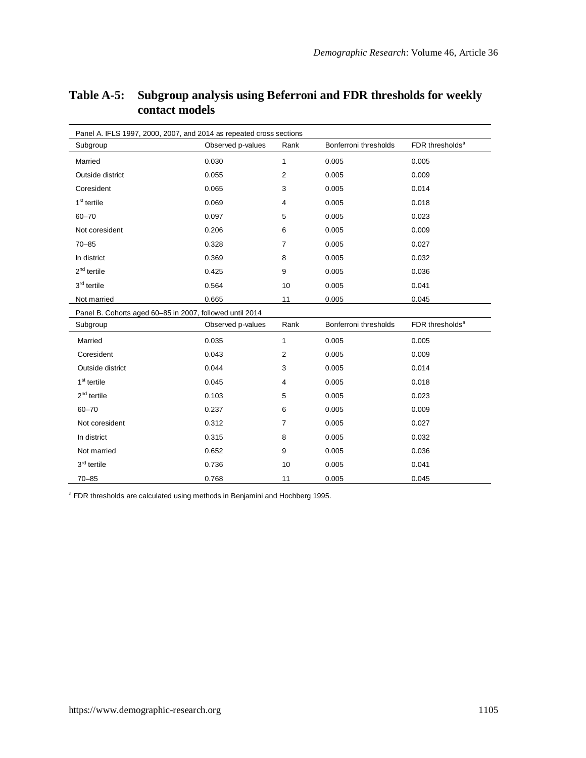**Table A-5: Subgroup analysis using Beferroni and FDR thresholds for weekly contact models**

| Panel A. IFLS 1997, 2000, 2007, and 2014 as repeated cross sections | | | | |
|---|---|---|---|---|
| Subgroup | Observed p-values | Rank | Bonferroni thresholds | FDR thresholds[a] |
| Married | 0.030 | 1 | 0.005 | 0.005 |
| Outside district | 0.055 | 2 | 0.005 | 0.009 |
| Coresident | 0.065 | 3 | 0.005 | 0.014 |
| 1st tertile | 0.069 | 4 | 0.005 | 0.018 |
| 60–70 | 0.097 | 5 | 0.005 | 0.023 |
| Not coresident | 0.206 | 6 | 0.005 | 0.009 |
| 70–85 | 0.328 | 7 | 0.005 | 0.027 |
| In district | 0.369 | 8 | 0.005 | 0.032 |
| 2nd tertile | 0.425 | 9 | 0.005 | 0.036 |
| 3rd tertile | 0.564 | 10 | 0.005 | 0.041 |
| Not married | 0.665 | 11 | 0.005 | 0.045 |
| **Panel B. Cohorts aged 60–85 in 2007, followed until 2014** | | | | |
| Subgroup | Observed p-values | Rank | Bonferroni thresholds | FDR thresholds[a] |
| Married | 0.035 | 1 | 0.005 | 0.005 |
| Coresident | 0.043 | 2 | 0.005 | 0.009 |
| Outside district | 0.044 | 3 | 0.005 | 0.014 |
| 1st tertile | 0.045 | 4 | 0.005 | 0.018 |
| 2nd tertile | 0.103 | 5 | 0.005 | 0.023 |
| 60–70 | 0.237 | 6 | 0.005 | 0.009 |
| Not coresident | 0.312 | 7 | 0.005 | 0.027 |
| In district | 0.315 | 8 | 0.005 | 0.032 |
| Not married | 0.652 | 9 | 0.005 | 0.036 |
| 3rd tertile | 0.736 | 10 | 0.005 | 0.041 |
| 70–85 | 0.768 | 11 | 0.005 | 0.045 |

[a] FDR thresholds are calculated using methods in Benjamini and Hochberg 1995.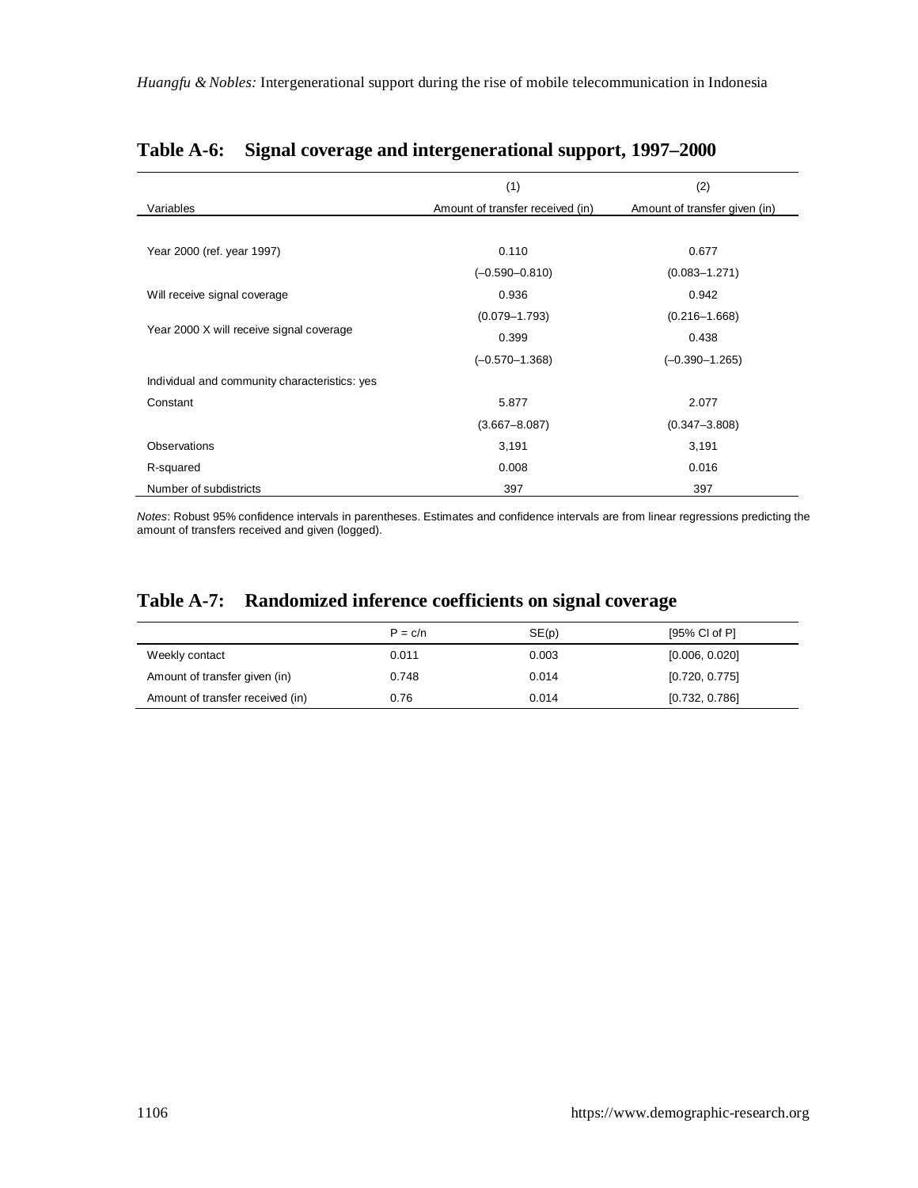## Table A-6: Signal coverage and intergenerational support, 1997–2000

| Variables | (1) Amount of transfer received (in) | (2) Amount of transfer given (in) |
|---|---|---|
| Year 2000 (ref. year 1997) | 0.110 | 0.677 |
| | (–0.590–0.810) | (0.083–1.271) |
| Will receive signal coverage | 0.936 | 0.942 |
| | (0.079–1.793) | (0.216–1.668) |
| Year 2000 X will receive signal coverage | 0.399 | 0.438 |
| | (–0.570–1.368) | (–0.390–1.265) |
| Individual and community characteristics: yes | | |
| Constant | 5.877 | 2.077 |
| | (3.667–8.087) | (0.347–3.808) |
| Observations | 3,191 | 3,191 |
| R-squared | 0.008 | 0.016 |
| Number of subdistricts | 397 | 397 |

*Notes*: Robust 95% confidence intervals in parentheses. Estimates and confidence intervals are from linear regressions predicting the amount of transfers received and given (logged).

## Table A-7: Randomized inference coefficients on signal coverage

| | P = c/n | SE(p) | [95% CI of P] |
|---|---|---|---|
| Weekly contact | 0.011 | 0.003 | [0.006, 0.020] |
| Amount of transfer given (in) | 0.748 | 0.014 | [0.720, 0.775] |
| Amount of transfer received (in) | 0.76 | 0.014 | [0.732, 0.786] |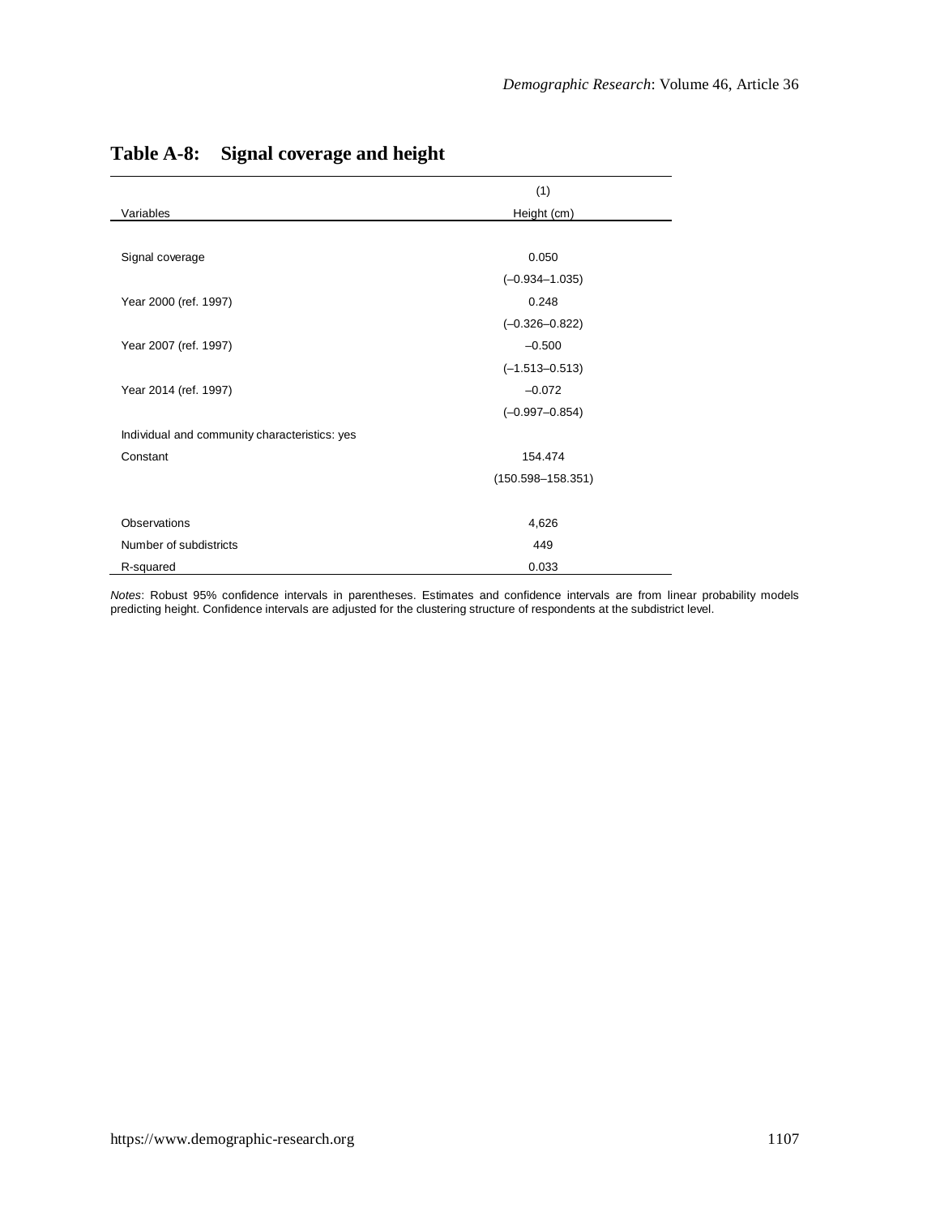## Table A-8: Signal coverage and height

| Variables | (1)<br>Height (cm) |
|---|---|
| Signal coverage | 0.050 |
| | (–0.934–1.035) |
| Year 2000 (ref. 1997) | 0.248 |
| | (–0.326–0.822) |
| Year 2007 (ref. 1997) | –0.500 |
| | (–1.513–0.513) |
| Year 2014 (ref. 1997) | –0.072 |
| | (–0.997–0.854) |
| Individual and community characteristics: yes | |
| Constant | 154.474 |
| | (150.598–158.351) |
| Observations | 4,626 |
| Number of subdistricts | 449 |
| R-squared | 0.033 |

*Notes*: Robust 95% confidence intervals in parentheses. Estimates and confidence intervals are from linear probability models predicting height. Confidence intervals are adjusted for the clustering structure of respondents at the subdistrict level.